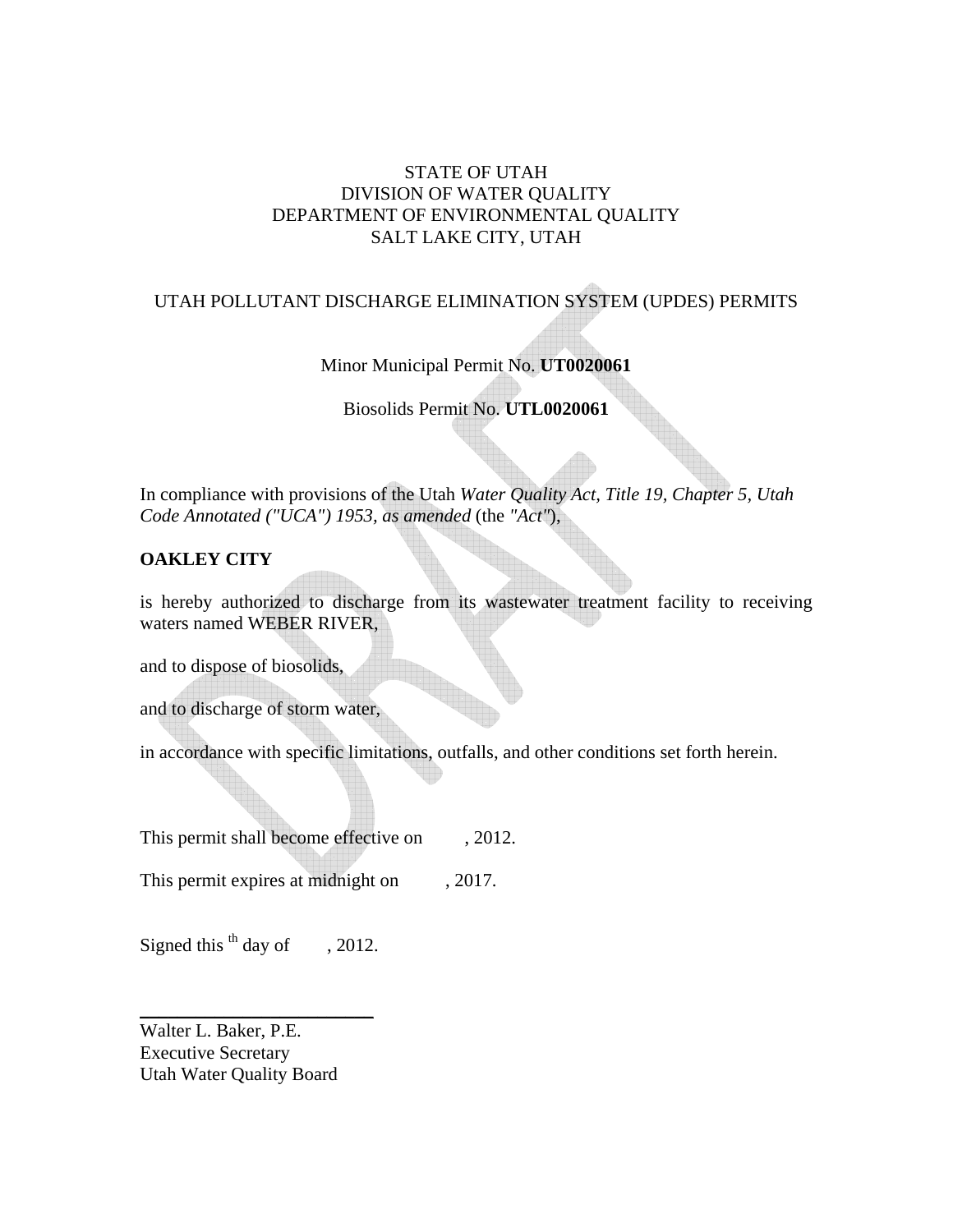STATE OF UTAH
DIVISION OF WATER QUALITY
DEPARTMENT OF ENVIRONMENTAL QUALITY
SALT LAKE CITY, UTAH

UTAH POLLUTANT DISCHARGE ELIMINATION SYSTEM (UPDES) PERMITS

Minor Municipal Permit No. **UT0020061**

Biosolids Permit No. **UTL0020061**

In compliance with provisions of the Utah *Water Quality Act, Title 19, Chapter 5, Utah Code Annotated ("UCA") 1953, as amended* (the *"Act"*),

**OAKLEY CITY**

is hereby authorized to discharge from its wastewater treatment facility to receiving waters named WEBER RIVER,

and to dispose of biosolids,

and to discharge of storm water,

in accordance with specific limitations, outfalls, and other conditions set forth herein.

This permit shall become effective on , 2012.

This permit expires at midnight on , 2017.

Signed this th day of , 2012.

\_\_\_\_\_\_\_\_\_\_\_\_\_\_\_\_\_\_\_\_\_\_\_\_\_\_\_\_

Walter L. Baker, P.E.
Executive Secretary
Utah Water Quality Board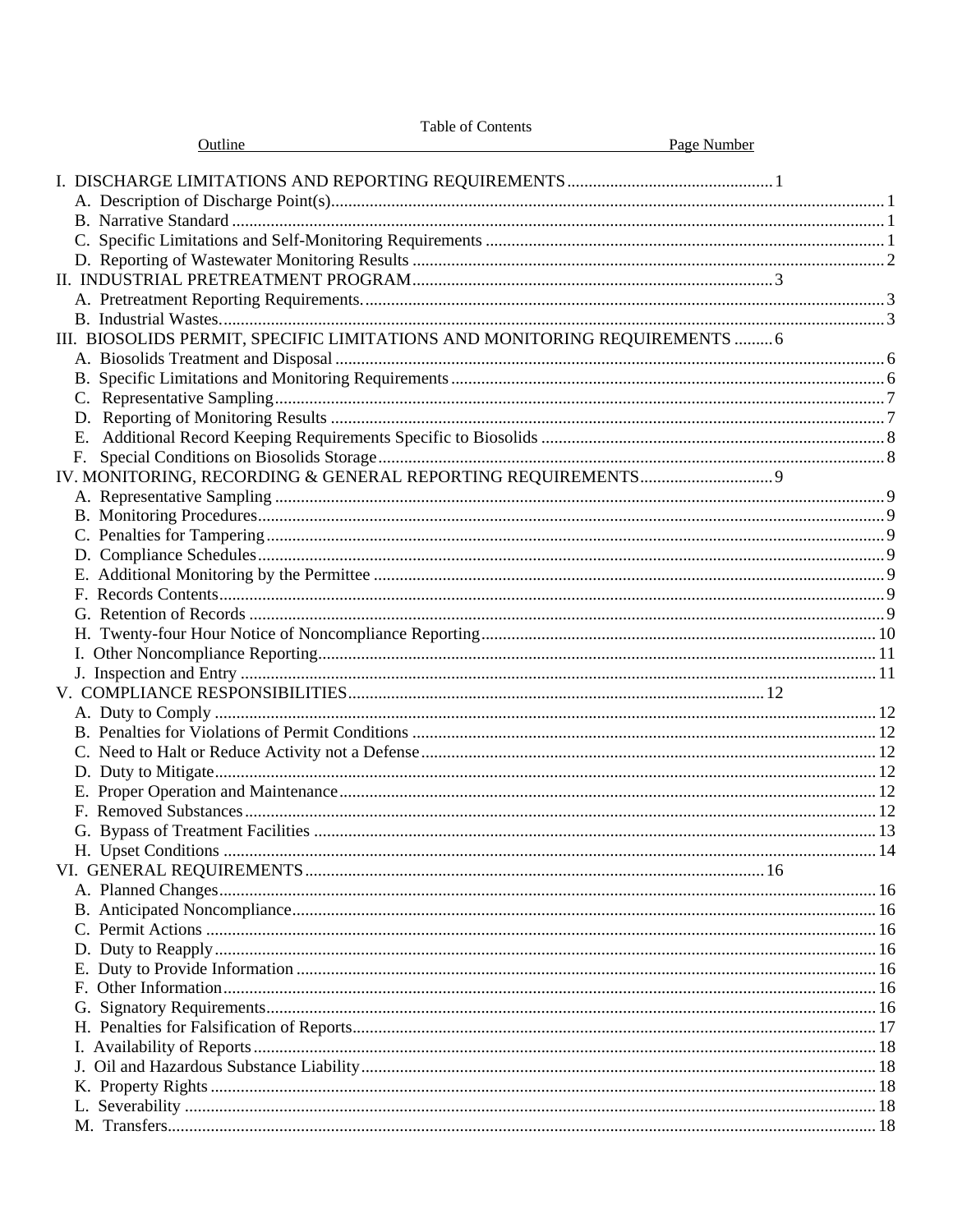Table of Contents

| Outline | Page Number |
|---|---|
| I. DISCHARGE LIMITATIONS AND REPORTING REQUIREMENTS | 1 |
| A. Description of Discharge Point(s) | 1 |
| B. Narrative Standard | 1 |
| C. Specific Limitations and Self-Monitoring Requirements | 1 |
| D. Reporting of Wastewater Monitoring Results | 2 |
| II. INDUSTRIAL PRETREATMENT PROGRAM | 3 |
| A. Pretreatment Reporting Requirements. | 3 |
| B. Industrial Wastes. | 3 |
| III. BIOSOLIDS PERMIT, SPECIFIC LIMITATIONS AND MONITORING REQUIREMENTS | 6 |
| A. Biosolids Treatment and Disposal | 6 |
| B. Specific Limitations and Monitoring Requirements | 6 |
| C. Representative Sampling | 7 |
| D. Reporting of Monitoring Results | 7 |
| E. Additional Record Keeping Requirements Specific to Biosolids | 8 |
| F. Special Conditions on Biosolids Storage | 8 |
| IV. MONITORING, RECORDING & GENERAL REPORTING REQUIREMENTS | 9 |
| A. Representative Sampling | 9 |
| B. Monitoring Procedures | 9 |
| C. Penalties for Tampering | 9 |
| D. Compliance Schedules | 9 |
| E. Additional Monitoring by the Permittee | 9 |
| F. Records Contents | 9 |
| G. Retention of Records | 9 |
| H. Twenty-four Hour Notice of Noncompliance Reporting | 10 |
| I. Other Noncompliance Reporting | 11 |
| J. Inspection and Entry | 11 |
| V. COMPLIANCE RESPONSIBILITIES | 12 |
| A. Duty to Comply | 12 |
| B. Penalties for Violations of Permit Conditions | 12 |
| C. Need to Halt or Reduce Activity not a Defense | 12 |
| D. Duty to Mitigate | 12 |
| E. Proper Operation and Maintenance | 12 |
| F. Removed Substances | 12 |
| G. Bypass of Treatment Facilities | 13 |
| H. Upset Conditions | 14 |
| VI. GENERAL REQUIREMENTS | 16 |
| A. Planned Changes | 16 |
| B. Anticipated Noncompliance | 16 |
| C. Permit Actions | 16 |
| D. Duty to Reapply | 16 |
| E. Duty to Provide Information | 16 |
| F. Other Information | 16 |
| G. Signatory Requirements | 16 |
| H. Penalties for Falsification of Reports | 17 |
| I. Availability of Reports | 18 |
| J. Oil and Hazardous Substance Liability | 18 |
| K. Property Rights | 18 |
| L. Severability | 18 |
| M. Transfers | 18 |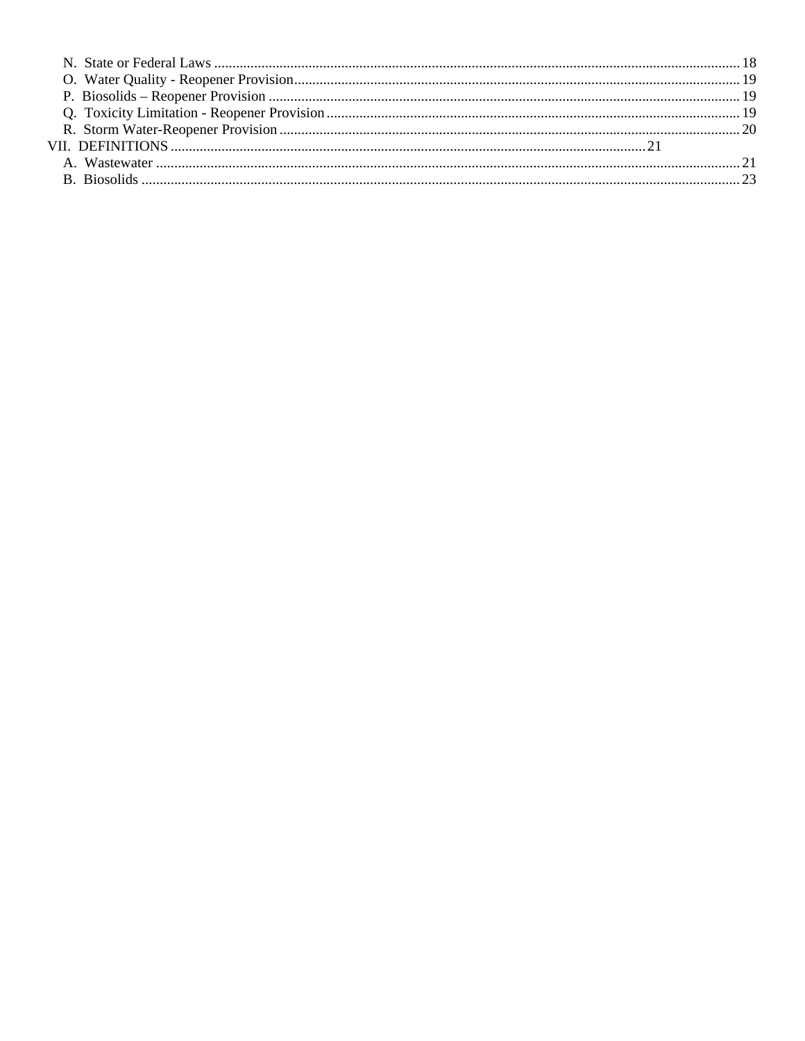N. State or Federal Laws ........ 18
O. Water Quality - Reopener Provision ........ 19
P. Biosolids – Reopener Provision ........ 19
Q. Toxicity Limitation - Reopener Provision ........ 19
R. Storm Water-Reopener Provision ........ 20

VII. DEFINITIONS ........ 21
A. Wastewater ........ 21
B. Biosolids ........ 23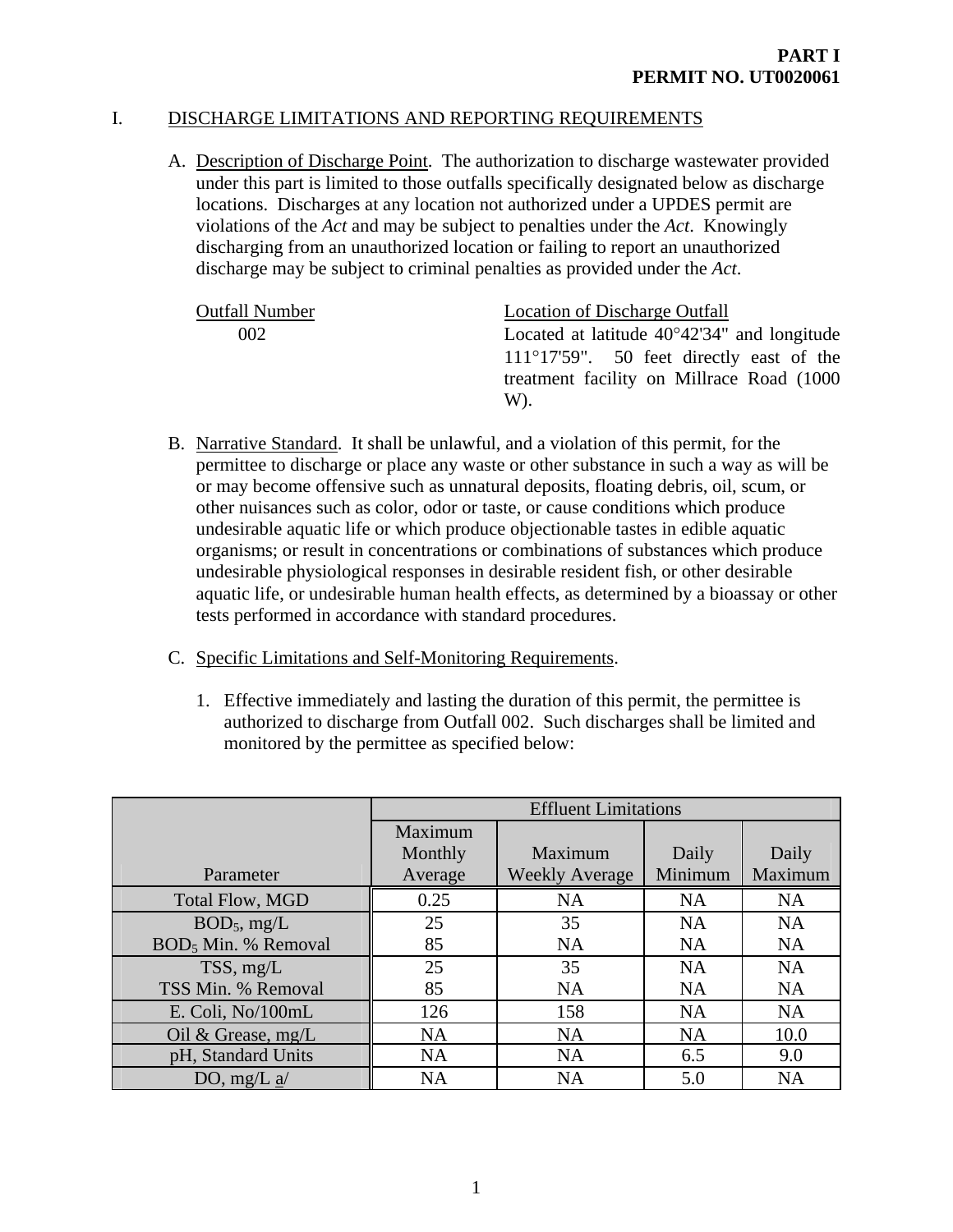**PART I**
**PERMIT NO. UT0020061**

## I. DISCHARGE LIMITATIONS AND REPORTING REQUIREMENTS

A. Description of Discharge Point. The authorization to discharge wastewater provided under this part is limited to those outfalls specifically designated below as discharge locations. Discharges at any location not authorized under a UPDES permit are violations of the *Act* and may be subject to penalties under the *Act*. Knowingly discharging from an unauthorized location or failing to report an unauthorized discharge may be subject to criminal penalties as provided under the *Act*.

| Outfall Number | Location of Discharge Outfall |
| --- | --- |
| 002 | Located at latitude 40°42'34" and longitude 111°17'59". 50 feet directly east of the treatment facility on Millrace Road (1000 W). |

B. Narrative Standard. It shall be unlawful, and a violation of this permit, for the permittee to discharge or place any waste or other substance in such a way as will be or may become offensive such as unnatural deposits, floating debris, oil, scum, or other nuisances such as color, odor or taste, or cause conditions which produce undesirable aquatic life or which produce objectionable tastes in edible aquatic organisms; or result in concentrations or combinations of substances which produce undesirable physiological responses in desirable resident fish, or other desirable aquatic life, or undesirable human health effects, as determined by a bioassay or other tests performed in accordance with standard procedures.

C. Specific Limitations and Self-Monitoring Requirements.

1. Effective immediately and lasting the duration of this permit, the permittee is authorized to discharge from Outfall 002. Such discharges shall be limited and monitored by the permittee as specified below:

| | Effluent Limitations | | | |
| --- | --- | --- | --- | --- |
| Parameter | Maximum Monthly Average | Maximum Weekly Average | Daily Minimum | Daily Maximum |
| Total Flow, MGD | 0.25 | NA | NA | NA |
| $BOD_5$, mg/L | 25 | 35 | NA | NA |
| $BOD_5$ Min. % Removal | 85 | NA | NA | NA |
| TSS, mg/L | 25 | 35 | NA | NA |
| TSS Min. % Removal | 85 | NA | NA | NA |
| E. Coli, No/100mL | 126 | 158 | NA | NA |
| Oil & Grease, mg/L | NA | NA | NA | 10.0 |
| pH, Standard Units | NA | NA | 6.5 | 9.0 |
| DO, mg/L a/ | NA | NA | 5.0 | NA |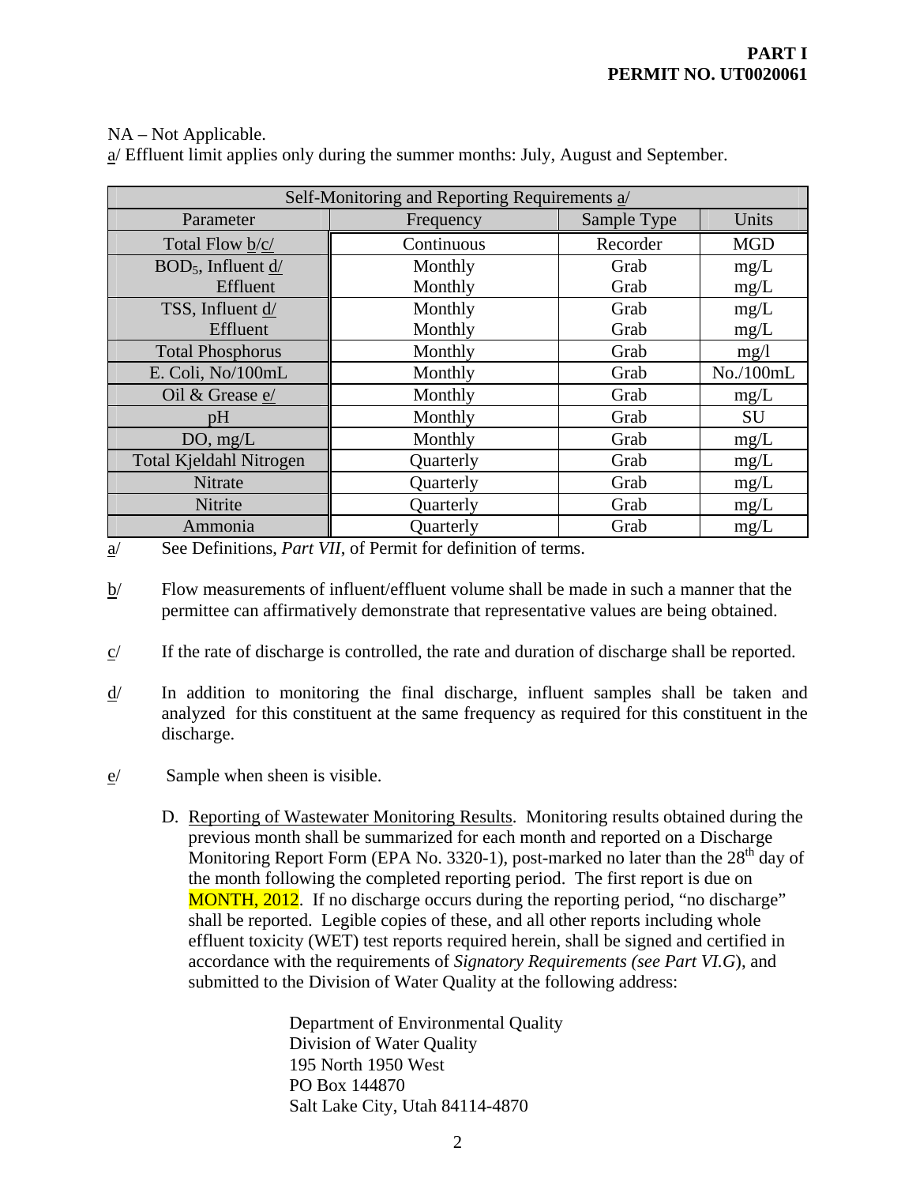NA – Not Applicable.

a/ Effluent limit applies only during the summer months: July, August and September.

| Self-Monitoring and Reporting Requirements a/ | | | |
|---|---|---|---|
| Parameter | Frequency | Sample Type | Units |
| Total Flow b/c/ | Continuous | Recorder | MGD |
| $BOD_5$, Influent d/ | Monthly | Grab | mg/L |
| Effluent | Monthly | Grab | mg/L |
| TSS, Influent d/ | Monthly | Grab | mg/L |
| Effluent | Monthly | Grab | mg/L |
| Total Phosphorus | Monthly | Grab | mg/l |
| E. Coli, No/100mL | Monthly | Grab | No./100mL |
| Oil & Grease e/ | Monthly | Grab | mg/L |
| pH | Monthly | Grab | SU |
| DO, mg/L | Monthly | Grab | mg/L |
| Total Kjeldahl Nitrogen | Quarterly | Grab | mg/L |
| Nitrate | Quarterly | Grab | mg/L |
| Nitrite | Quarterly | Grab | mg/L |
| Ammonia | Quarterly | Grab | mg/L |

a/ See Definitions, *Part VII*, of Permit for definition of terms.

b/ Flow measurements of influent/effluent volume shall be made in such a manner that the permittee can affirmatively demonstrate that representative values are being obtained.

c/ If the rate of discharge is controlled, the rate and duration of discharge shall be reported.

d/ In addition to monitoring the final discharge, influent samples shall be taken and analyzed for this constituent at the same frequency as required for this constituent in the discharge.

e/ Sample when sheen is visible.

D. Reporting of Wastewater Monitoring Results. Monitoring results obtained during the previous month shall be summarized for each month and reported on a Discharge Monitoring Report Form (EPA No. 3320-1), post-marked no later than the 28th day of the month following the completed reporting period. The first report is due on MONTH, 2012. If no discharge occurs during the reporting period, "no discharge" shall be reported. Legible copies of these, and all other reports including whole effluent toxicity (WET) test reports required herein, shall be signed and certified in accordance with the requirements of *Signatory Requirements (see Part VI.G)*, and submitted to the Division of Water Quality at the following address:

Department of Environmental Quality
Division of Water Quality
195 North 1950 West
PO Box 144870
Salt Lake City, Utah 84114-4870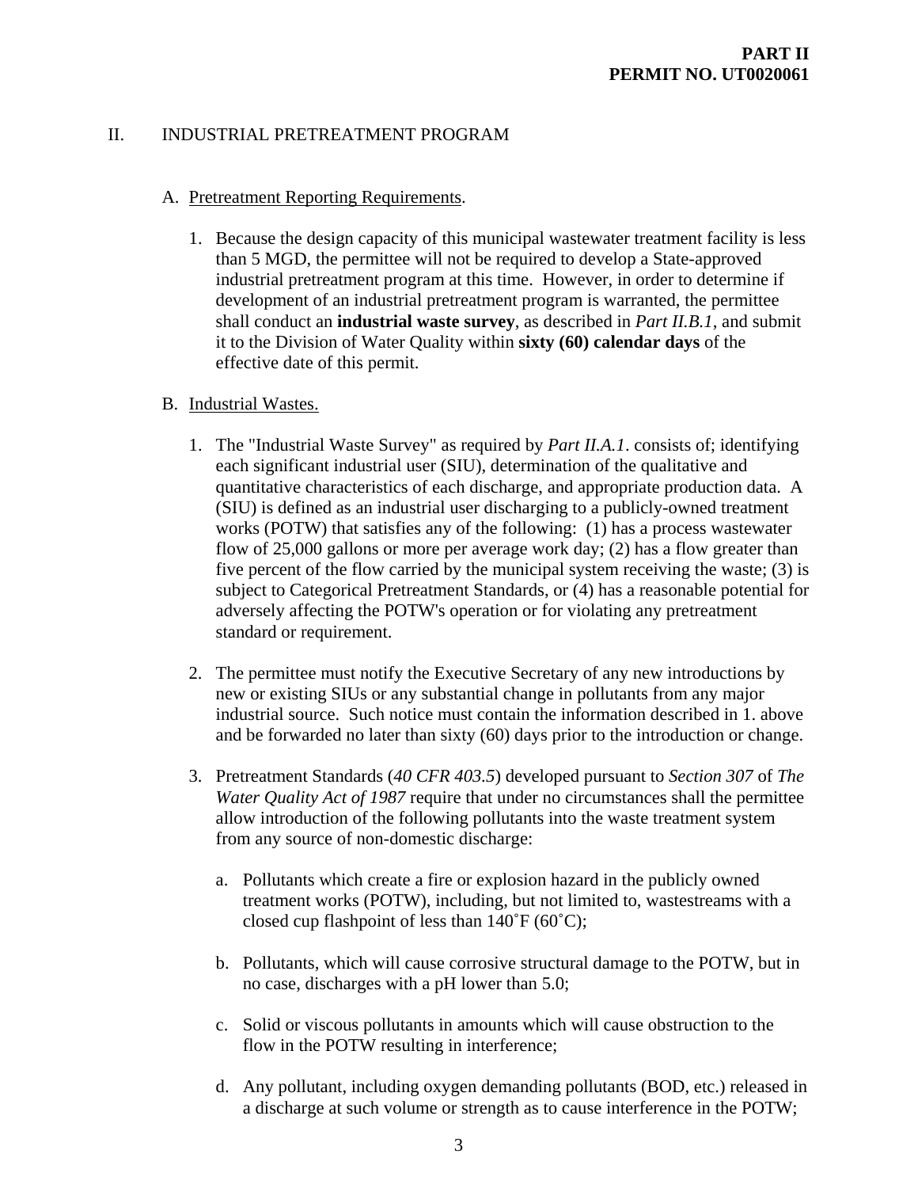## II. INDUSTRIAL PRETREATMENT PROGRAM

A. <u>Pretreatment Reporting Requirements</u>.

1. Because the design capacity of this municipal wastewater treatment facility is less than 5 MGD, the permittee will not be required to develop a State-approved industrial pretreatment program at this time. However, in order to determine if development of an industrial pretreatment program is warranted, the permittee shall conduct an **industrial waste survey**, as described in *Part II.B.1*, and submit it to the Division of Water Quality within **sixty (60) calendar days** of the effective date of this permit.

B. <u>Industrial Wastes.</u>

1. The "Industrial Waste Survey" as required by *Part II.A.1*. consists of; identifying each significant industrial user (SIU), determination of the qualitative and quantitative characteristics of each discharge, and appropriate production data. A (SIU) is defined as an industrial user discharging to a publicly-owned treatment works (POTW) that satisfies any of the following: (1) has a process wastewater flow of 25,000 gallons or more per average work day; (2) has a flow greater than five percent of the flow carried by the municipal system receiving the waste; (3) is subject to Categorical Pretreatment Standards, or (4) has a reasonable potential for adversely affecting the POTW's operation or for violating any pretreatment standard or requirement.

2. The permittee must notify the Executive Secretary of any new introductions by new or existing SIUs or any substantial change in pollutants from any major industrial source. Such notice must contain the information described in 1. above and be forwarded no later than sixty (60) days prior to the introduction or change.

3. Pretreatment Standards (*40 CFR 403.5*) developed pursuant to *Section 307* of *The Water Quality Act of 1987* require that under no circumstances shall the permittee allow introduction of the following pollutants into the waste treatment system from any source of non-domestic discharge:

   a. Pollutants which create a fire or explosion hazard in the publicly owned treatment works (POTW), including, but not limited to, wastestreams with a closed cup flashpoint of less than 140˚F (60˚C);

   b. Pollutants, which will cause corrosive structural damage to the POTW, but in no case, discharges with a pH lower than 5.0;

   c. Solid or viscous pollutants in amounts which will cause obstruction to the flow in the POTW resulting in interference;

   d. Any pollutant, including oxygen demanding pollutants (BOD, etc.) released in a discharge at such volume or strength as to cause interference in the POTW;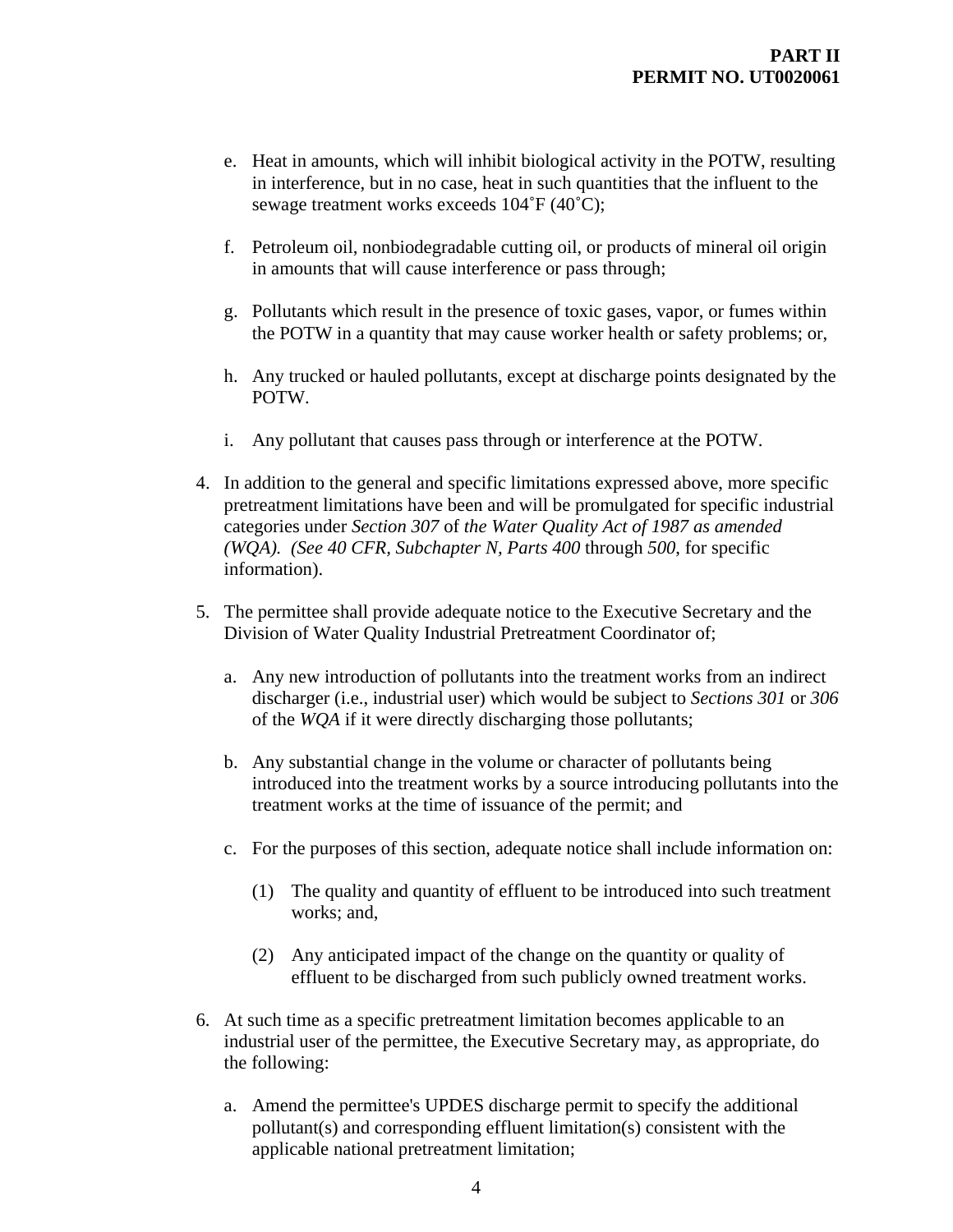e. Heat in amounts, which will inhibit biological activity in the POTW, resulting in interference, but in no case, heat in such quantities that the influent to the sewage treatment works exceeds 104˚F (40˚C);

   f. Petroleum oil, nonbiodegradable cutting oil, or products of mineral oil origin in amounts that will cause interference or pass through;

   g. Pollutants which result in the presence of toxic gases, vapor, or fumes within the POTW in a quantity that may cause worker health or safety problems; or,

   h. Any trucked or hauled pollutants, except at discharge points designated by the POTW.

   i. Any pollutant that causes pass through or interference at the POTW.

4. In addition to the general and specific limitations expressed above, more specific pretreatment limitations have been and will be promulgated for specific industrial categories under *Section 307* of *the Water Quality Act of 1987 as amended (WQA). (See 40 CFR, Subchapter N, Parts 400* through *500*, for specific information).

5. The permittee shall provide adequate notice to the Executive Secretary and the Division of Water Quality Industrial Pretreatment Coordinator of;

   a. Any new introduction of pollutants into the treatment works from an indirect discharger (i.e., industrial user) which would be subject to *Sections 301* or *306* of the *WQA* if it were directly discharging those pollutants;

   b. Any substantial change in the volume or character of pollutants being introduced into the treatment works by a source introducing pollutants into the treatment works at the time of issuance of the permit; and

   c. For the purposes of this section, adequate notice shall include information on:

      (1) The quality and quantity of effluent to be introduced into such treatment works; and,

      (2) Any anticipated impact of the change on the quantity or quality of effluent to be discharged from such publicly owned treatment works.

6. At such time as a specific pretreatment limitation becomes applicable to an industrial user of the permittee, the Executive Secretary may, as appropriate, do the following:

   a. Amend the permittee's UPDES discharge permit to specify the additional pollutant(s) and corresponding effluent limitation(s) consistent with the applicable national pretreatment limitation;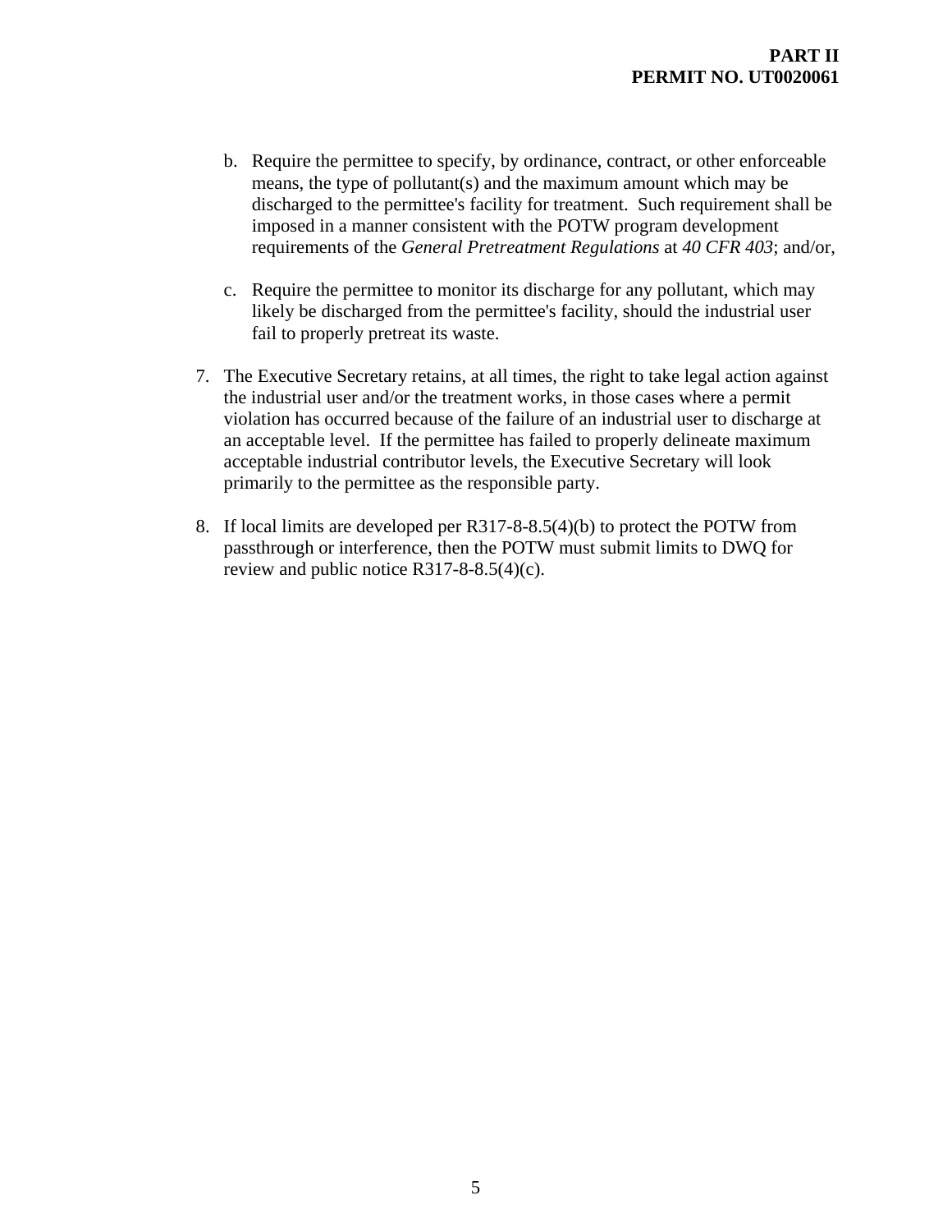b. Require the permittee to specify, by ordinance, contract, or other enforceable means, the type of pollutant(s) and the maximum amount which may be discharged to the permittee's facility for treatment. Such requirement shall be imposed in a manner consistent with the POTW program development requirements of the *General Pretreatment Regulations* at *40 CFR 403*; and/or,

c. Require the permittee to monitor its discharge for any pollutant, which may likely be discharged from the permittee's facility, should the industrial user fail to properly pretreat its waste.

7. The Executive Secretary retains, at all times, the right to take legal action against the industrial user and/or the treatment works, in those cases where a permit violation has occurred because of the failure of an industrial user to discharge at an acceptable level. If the permittee has failed to properly delineate maximum acceptable industrial contributor levels, the Executive Secretary will look primarily to the permittee as the responsible party.

8. If local limits are developed per R317-8-8.5(4)(b) to protect the POTW from passthrough or interference, then the POTW must submit limits to DWQ for review and public notice R317-8-8.5(4)(c).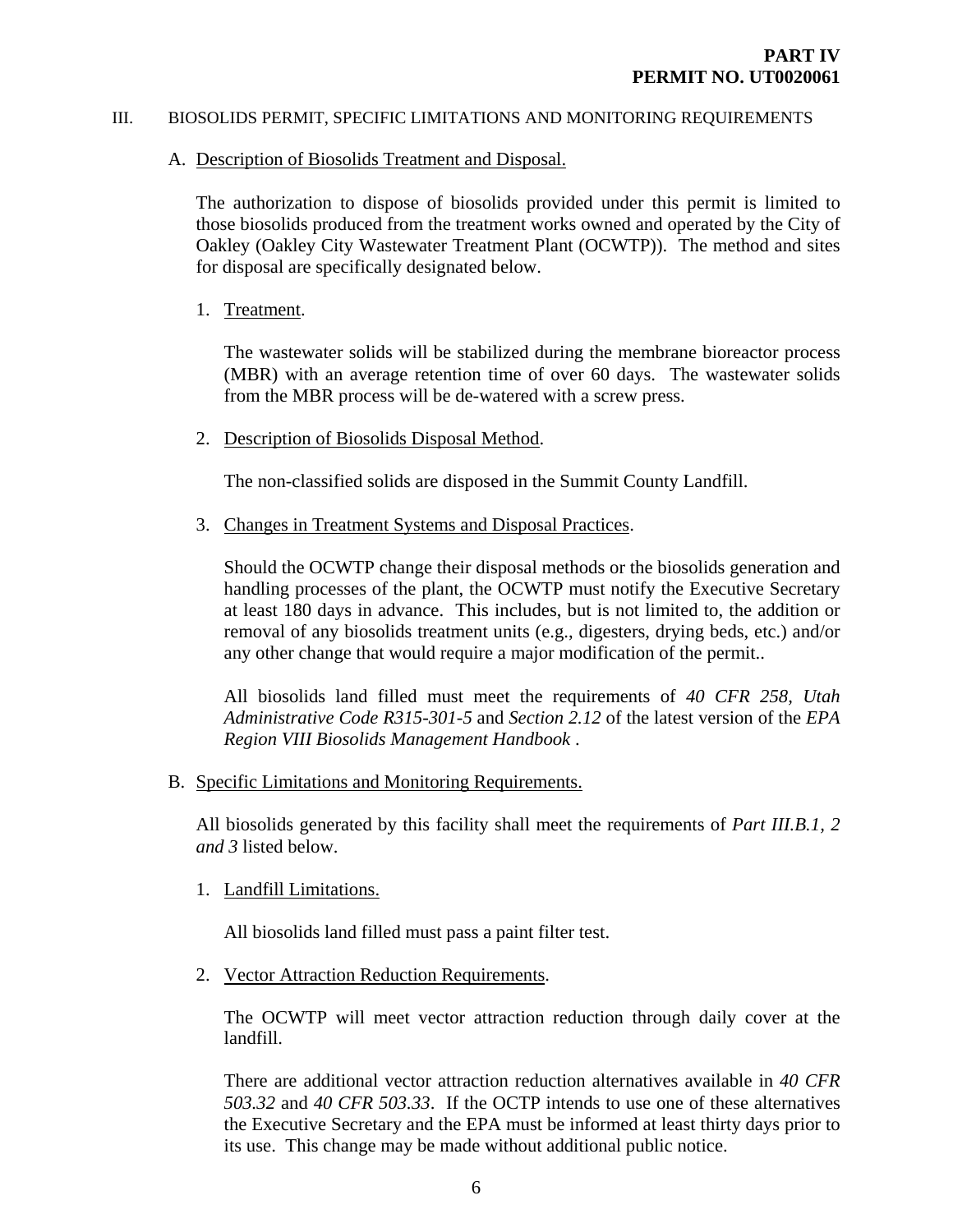III. BIOSOLIDS PERMIT, SPECIFIC LIMITATIONS AND MONITORING REQUIREMENTS

A. Description of Biosolids Treatment and Disposal.

The authorization to dispose of biosolids provided under this permit is limited to those biosolids produced from the treatment works owned and operated by the City of Oakley (Oakley City Wastewater Treatment Plant (OCWTP)). The method and sites for disposal are specifically designated below.

1. Treatment.

   The wastewater solids will be stabilized during the membrane bioreactor process (MBR) with an average retention time of over 60 days. The wastewater solids from the MBR process will be de-watered with a screw press.

2. Description of Biosolids Disposal Method.

   The non-classified solids are disposed in the Summit County Landfill.

3. Changes in Treatment Systems and Disposal Practices.

   Should the OCWTP change their disposal methods or the biosolids generation and handling processes of the plant, the OCWTP must notify the Executive Secretary at least 180 days in advance. This includes, but is not limited to, the addition or removal of any biosolids treatment units (e.g., digesters, drying beds, etc.) and/or any other change that would require a major modification of the permit..

   All biosolids land filled must meet the requirements of *40 CFR 258*, *Utah Administrative Code R315-301-5* and *Section 2.12* of the latest version of the *EPA Region VIII Biosolids Management Handbook* .

B. Specific Limitations and Monitoring Requirements.

All biosolids generated by this facility shall meet the requirements of *Part III.B.1, 2 and 3* listed below.

1. Landfill Limitations.

   All biosolids land filled must pass a paint filter test.

2. Vector Attraction Reduction Requirements.

   The OCWTP will meet vector attraction reduction through daily cover at the landfill.

   There are additional vector attraction reduction alternatives available in *40 CFR 503.32* and *40 CFR 503.33*. If the OCTP intends to use one of these alternatives the Executive Secretary and the EPA must be informed at least thirty days prior to its use. This change may be made without additional public notice.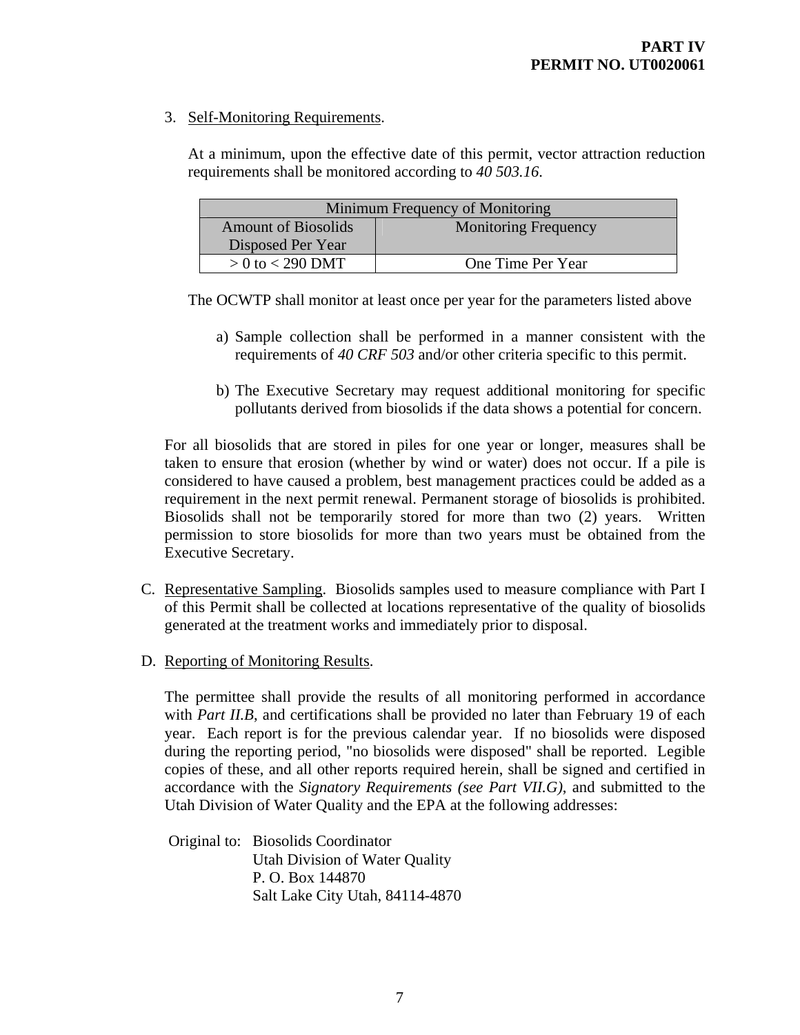3. Self-Monitoring Requirements.

   At a minimum, upon the effective date of this permit, vector attraction reduction requirements shall be monitored according to *40 503.16*.

| Minimum Frequency of Monitoring | |
|---|---|
| Amount of Biosolids Disposed Per Year | Monitoring Frequency |
| > 0 to < 290 DMT | One Time Per Year |

   The OCWTP shall monitor at least once per year for the parameters listed above

   a) Sample collection shall be performed in a manner consistent with the requirements of *40 CRF 503* and/or other criteria specific to this permit.

   b) The Executive Secretary may request additional monitoring for specific pollutants derived from biosolids if the data shows a potential for concern.

For all biosolids that are stored in piles for one year or longer, measures shall be taken to ensure that erosion (whether by wind or water) does not occur. If a pile is considered to have caused a problem, best management practices could be added as a requirement in the next permit renewal. Permanent storage of biosolids is prohibited. Biosolids shall not be temporarily stored for more than two (2) years. Written permission to store biosolids for more than two years must be obtained from the Executive Secretary.

C. Representative Sampling. Biosolids samples used to measure compliance with Part I of this Permit shall be collected at locations representative of the quality of biosolids generated at the treatment works and immediately prior to disposal.

D. Reporting of Monitoring Results.

   The permittee shall provide the results of all monitoring performed in accordance with *Part II.B*, and certifications shall be provided no later than February 19 of each year. Each report is for the previous calendar year. If no biosolids were disposed during the reporting period, "no biosolids were disposed" shall be reported. Legible copies of these, and all other reports required herein, shall be signed and certified in accordance with the *Signatory Requirements (see Part VII.G)*, and submitted to the Utah Division of Water Quality and the EPA at the following addresses:

   Original to: Biosolids Coordinator
   Utah Division of Water Quality
   P. O. Box 144870
   Salt Lake City Utah, 84114-4870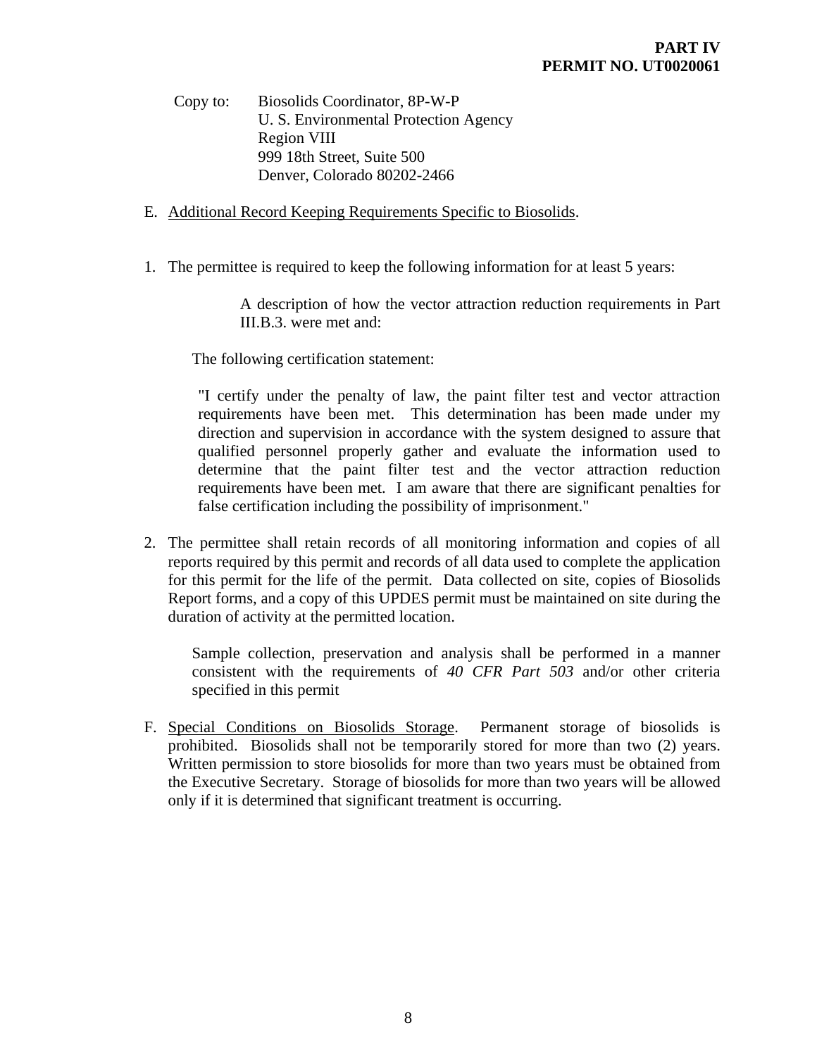Copy to: Biosolids Coordinator, 8P-W-P
U. S. Environmental Protection Agency
Region VIII
999 18th Street, Suite 500
Denver, Colorado 80202-2466

E. Additional Record Keeping Requirements Specific to Biosolids.

1. The permittee is required to keep the following information for at least 5 years:

   A description of how the vector attraction reduction requirements in Part III.B.3. were met and:

   The following certification statement:

   "I certify under the penalty of law, the paint filter test and vector attraction requirements have been met. This determination has been made under my direction and supervision in accordance with the system designed to assure that qualified personnel properly gather and evaluate the information used to determine that the paint filter test and the vector attraction reduction requirements have been met. I am aware that there are significant penalties for false certification including the possibility of imprisonment."

2. The permittee shall retain records of all monitoring information and copies of all reports required by this permit and records of all data used to complete the application for this permit for the life of the permit. Data collected on site, copies of Biosolids Report forms, and a copy of this UPDES permit must be maintained on site during the duration of activity at the permitted location.

   Sample collection, preservation and analysis shall be performed in a manner consistent with the requirements of *40 CFR Part 503* and/or other criteria specified in this permit

F. Special Conditions on Biosolids Storage. Permanent storage of biosolids is prohibited. Biosolids shall not be temporarily stored for more than two (2) years. Written permission to store biosolids for more than two years must be obtained from the Executive Secretary. Storage of biosolids for more than two years will be allowed only if it is determined that significant treatment is occurring.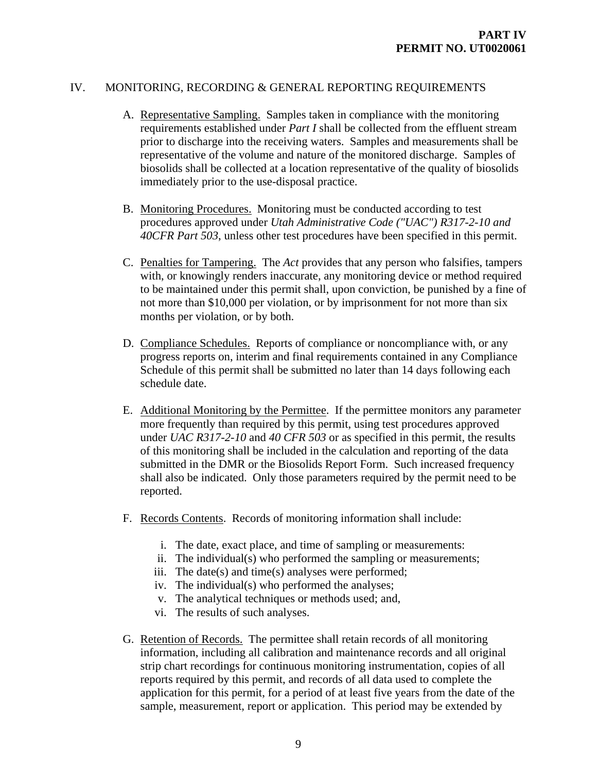## IV. MONITORING, RECORDING & GENERAL REPORTING REQUIREMENTS

A. Representative Sampling. Samples taken in compliance with the monitoring requirements established under *Part I* shall be collected from the effluent stream prior to discharge into the receiving waters. Samples and measurements shall be representative of the volume and nature of the monitored discharge. Samples of biosolids shall be collected at a location representative of the quality of biosolids immediately prior to the use-disposal practice.

B. Monitoring Procedures. Monitoring must be conducted according to test procedures approved under *Utah Administrative Code ("UAC") R317-2-10 and 40CFR Part 503*, unless other test procedures have been specified in this permit.

C. Penalties for Tampering. The *Act* provides that any person who falsifies, tampers with, or knowingly renders inaccurate, any monitoring device or method required to be maintained under this permit shall, upon conviction, be punished by a fine of not more than $10,000 per violation, or by imprisonment for not more than six months per violation, or by both.

D. Compliance Schedules. Reports of compliance or noncompliance with, or any progress reports on, interim and final requirements contained in any Compliance Schedule of this permit shall be submitted no later than 14 days following each schedule date.

E. Additional Monitoring by the Permittee. If the permittee monitors any parameter more frequently than required by this permit, using test procedures approved under *UAC R317-2-10* and *40 CFR 503* or as specified in this permit, the results of this monitoring shall be included in the calculation and reporting of the data submitted in the DMR or the Biosolids Report Form. Such increased frequency shall also be indicated. Only those parameters required by the permit need to be reported.

F. Records Contents. Records of monitoring information shall include:

   i. The date, exact place, and time of sampling or measurements:
   ii. The individual(s) who performed the sampling or measurements;
   iii. The date(s) and time(s) analyses were performed;
   iv. The individual(s) who performed the analyses;
   v. The analytical techniques or methods used; and,
   vi. The results of such analyses.

G. Retention of Records. The permittee shall retain records of all monitoring information, including all calibration and maintenance records and all original strip chart recordings for continuous monitoring instrumentation, copies of all reports required by this permit, and records of all data used to complete the application for this permit, for a period of at least five years from the date of the sample, measurement, report or application. This period may be extended by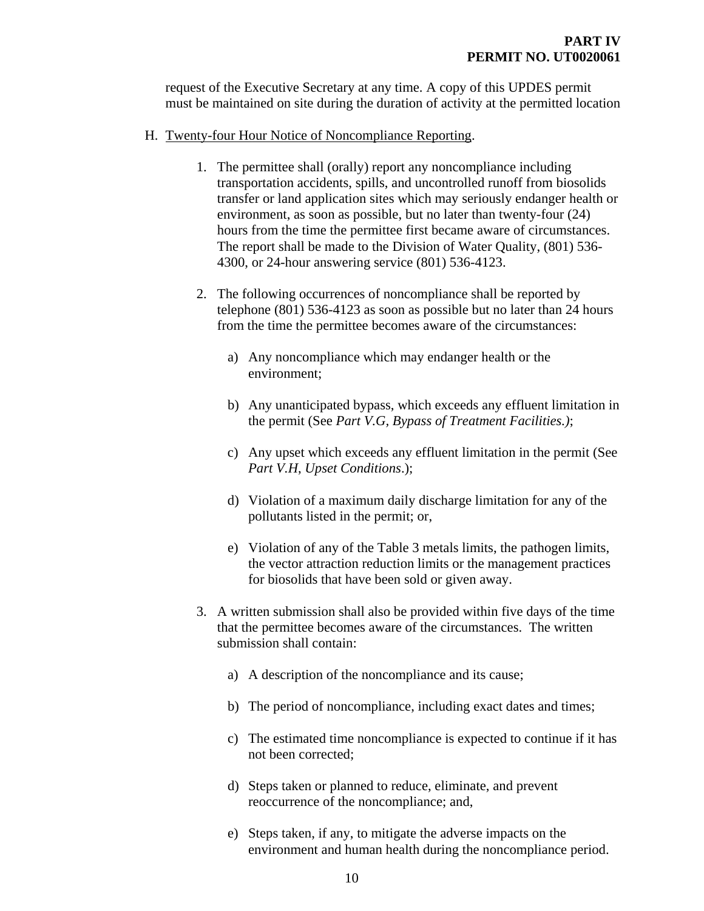request of the Executive Secretary at any time. A copy of this UPDES permit must be maintained on site during the duration of activity at the permitted location

H. Twenty-four Hour Notice of Noncompliance Reporting.

1. The permittee shall (orally) report any noncompliance including transportation accidents, spills, and uncontrolled runoff from biosolids transfer or land application sites which may seriously endanger health or environment, as soon as possible, but no later than twenty-four (24) hours from the time the permittee first became aware of circumstances. The report shall be made to the Division of Water Quality, (801) 536-4300, or 24-hour answering service (801) 536-4123.

2. The following occurrences of noncompliance shall be reported by telephone (801) 536-4123 as soon as possible but no later than 24 hours from the time the permittee becomes aware of the circumstances:

   a) Any noncompliance which may endanger health or the environment;

   b) Any unanticipated bypass, which exceeds any effluent limitation in the permit (See *Part V.G, Bypass of Treatment Facilities.)*;

   c) Any upset which exceeds any effluent limitation in the permit (See *Part V.H, Upset Conditions*.);

   d) Violation of a maximum daily discharge limitation for any of the pollutants listed in the permit; or,

   e) Violation of any of the Table 3 metals limits, the pathogen limits, the vector attraction reduction limits or the management practices for biosolids that have been sold or given away.

3. A written submission shall also be provided within five days of the time that the permittee becomes aware of the circumstances. The written submission shall contain:

   a) A description of the noncompliance and its cause;

   b) The period of noncompliance, including exact dates and times;

   c) The estimated time noncompliance is expected to continue if it has not been corrected;

   d) Steps taken or planned to reduce, eliminate, and prevent reoccurrence of the noncompliance; and,

   e) Steps taken, if any, to mitigate the adverse impacts on the environment and human health during the noncompliance period.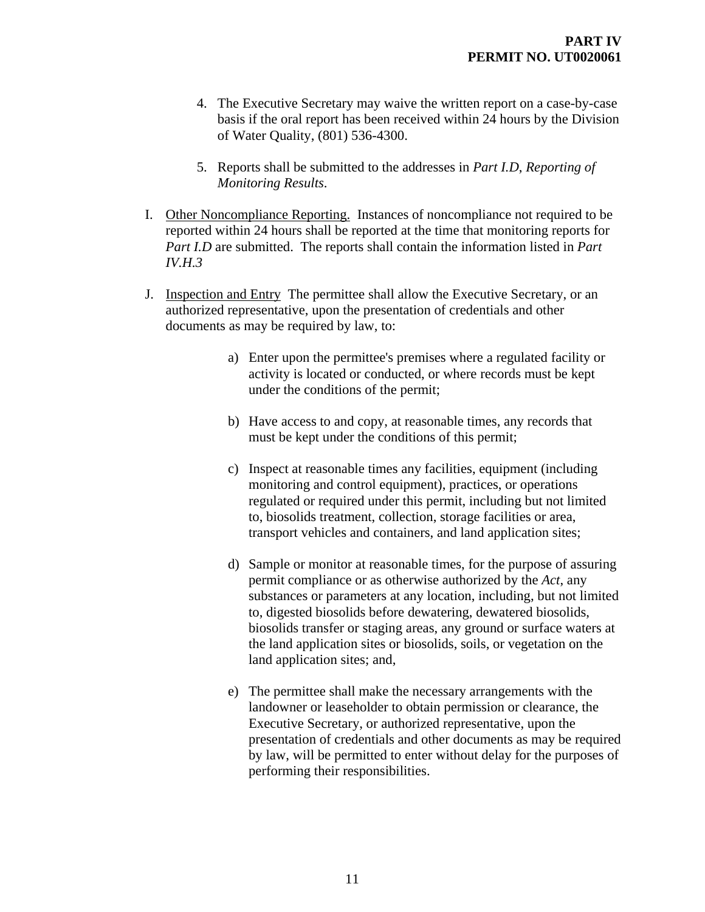4. The Executive Secretary may waive the written report on a case-by-case basis if the oral report has been received within 24 hours by the Division of Water Quality, (801) 536-4300.

5. Reports shall be submitted to the addresses in *Part I.D*, *Reporting of Monitoring Results*.

I. <u>Other Noncompliance Reporting.</u> Instances of noncompliance not required to be reported within 24 hours shall be reported at the time that monitoring reports for *Part I.D* are submitted. The reports shall contain the information listed in *Part IV.H.3*

J. <u>Inspection and Entry</u> The permittee shall allow the Executive Secretary, or an authorized representative, upon the presentation of credentials and other documents as may be required by law, to:

   a) Enter upon the permittee's premises where a regulated facility or activity is located or conducted, or where records must be kept under the conditions of the permit;

   b) Have access to and copy, at reasonable times, any records that must be kept under the conditions of this permit;

   c) Inspect at reasonable times any facilities, equipment (including monitoring and control equipment), practices, or operations regulated or required under this permit, including but not limited to, biosolids treatment, collection, storage facilities or area, transport vehicles and containers, and land application sites;

   d) Sample or monitor at reasonable times, for the purpose of assuring permit compliance or as otherwise authorized by the *Act*, any substances or parameters at any location, including, but not limited to, digested biosolids before dewatering, dewatered biosolids, biosolids transfer or staging areas, any ground or surface waters at the land application sites or biosolids, soils, or vegetation on the land application sites; and,

   e) The permittee shall make the necessary arrangements with the landowner or leaseholder to obtain permission or clearance, the Executive Secretary, or authorized representative, upon the presentation of credentials and other documents as may be required by law, will be permitted to enter without delay for the purposes of performing their responsibilities.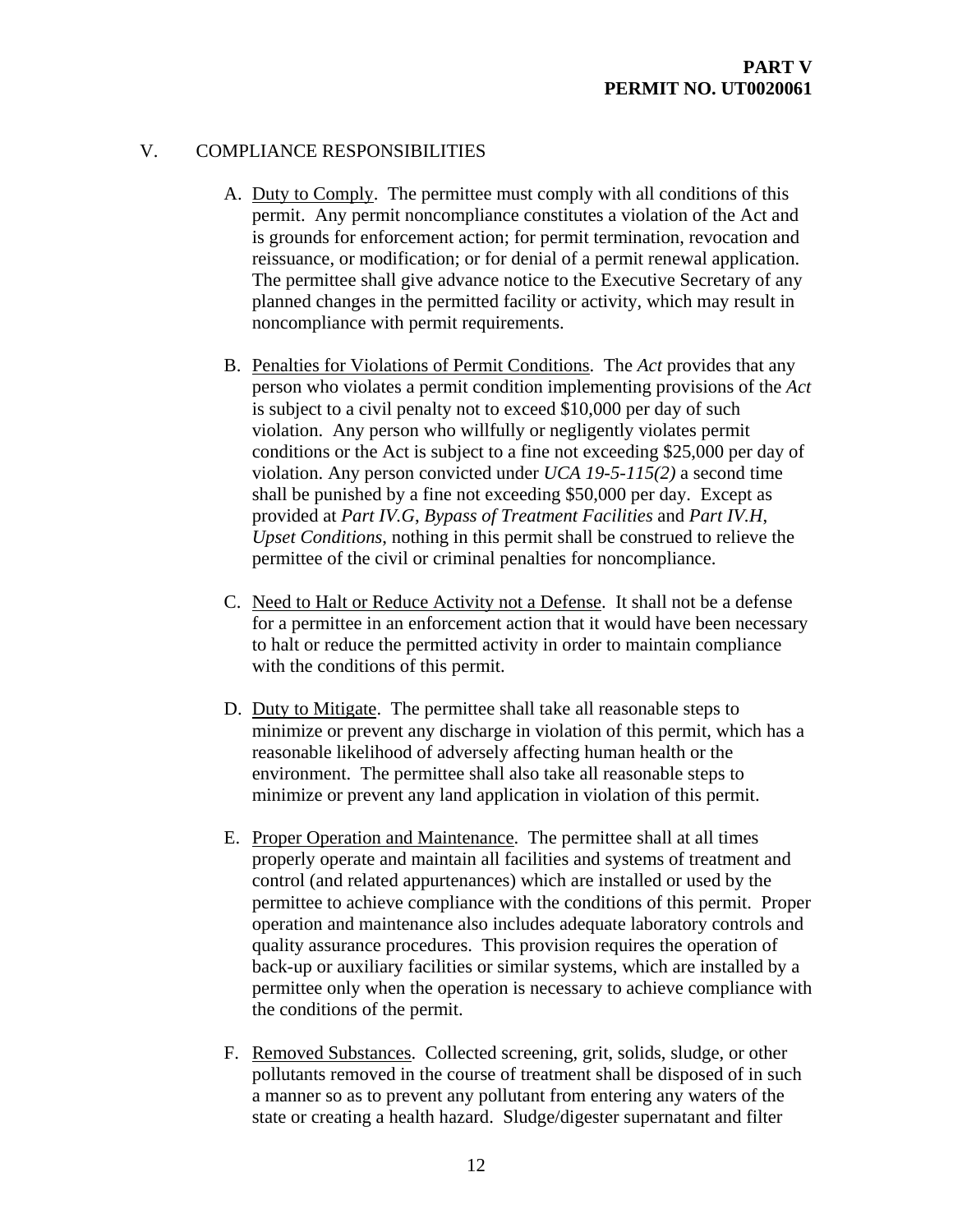## V. COMPLIANCE RESPONSIBILITIES

A. Duty to Comply. The permittee must comply with all conditions of this permit. Any permit noncompliance constitutes a violation of the Act and is grounds for enforcement action; for permit termination, revocation and reissuance, or modification; or for denial of a permit renewal application. The permittee shall give advance notice to the Executive Secretary of any planned changes in the permitted facility or activity, which may result in noncompliance with permit requirements.

B. Penalties for Violations of Permit Conditions. The *Act* provides that any person who violates a permit condition implementing provisions of the *Act* is subject to a civil penalty not to exceed $10,000 per day of such violation. Any person who willfully or negligently violates permit conditions or the Act is subject to a fine not exceeding $25,000 per day of violation. Any person convicted under *UCA 19-5-115(2)* a second time shall be punished by a fine not exceeding $50,000 per day. Except as provided at *Part IV.G*, *Bypass of Treatment Facilities* and *Part IV.H*, *Upset Conditions*, nothing in this permit shall be construed to relieve the permittee of the civil or criminal penalties for noncompliance.

C. Need to Halt or Reduce Activity not a Defense. It shall not be a defense for a permittee in an enforcement action that it would have been necessary to halt or reduce the permitted activity in order to maintain compliance with the conditions of this permit.

D. Duty to Mitigate. The permittee shall take all reasonable steps to minimize or prevent any discharge in violation of this permit, which has a reasonable likelihood of adversely affecting human health or the environment. The permittee shall also take all reasonable steps to minimize or prevent any land application in violation of this permit.

E. Proper Operation and Maintenance. The permittee shall at all times properly operate and maintain all facilities and systems of treatment and control (and related appurtenances) which are installed or used by the permittee to achieve compliance with the conditions of this permit. Proper operation and maintenance also includes adequate laboratory controls and quality assurance procedures. This provision requires the operation of back-up or auxiliary facilities or similar systems, which are installed by a permittee only when the operation is necessary to achieve compliance with the conditions of the permit.

F. Removed Substances. Collected screening, grit, solids, sludge, or other pollutants removed in the course of treatment shall be disposed of in such a manner so as to prevent any pollutant from entering any waters of the state or creating a health hazard. Sludge/digester supernatant and filter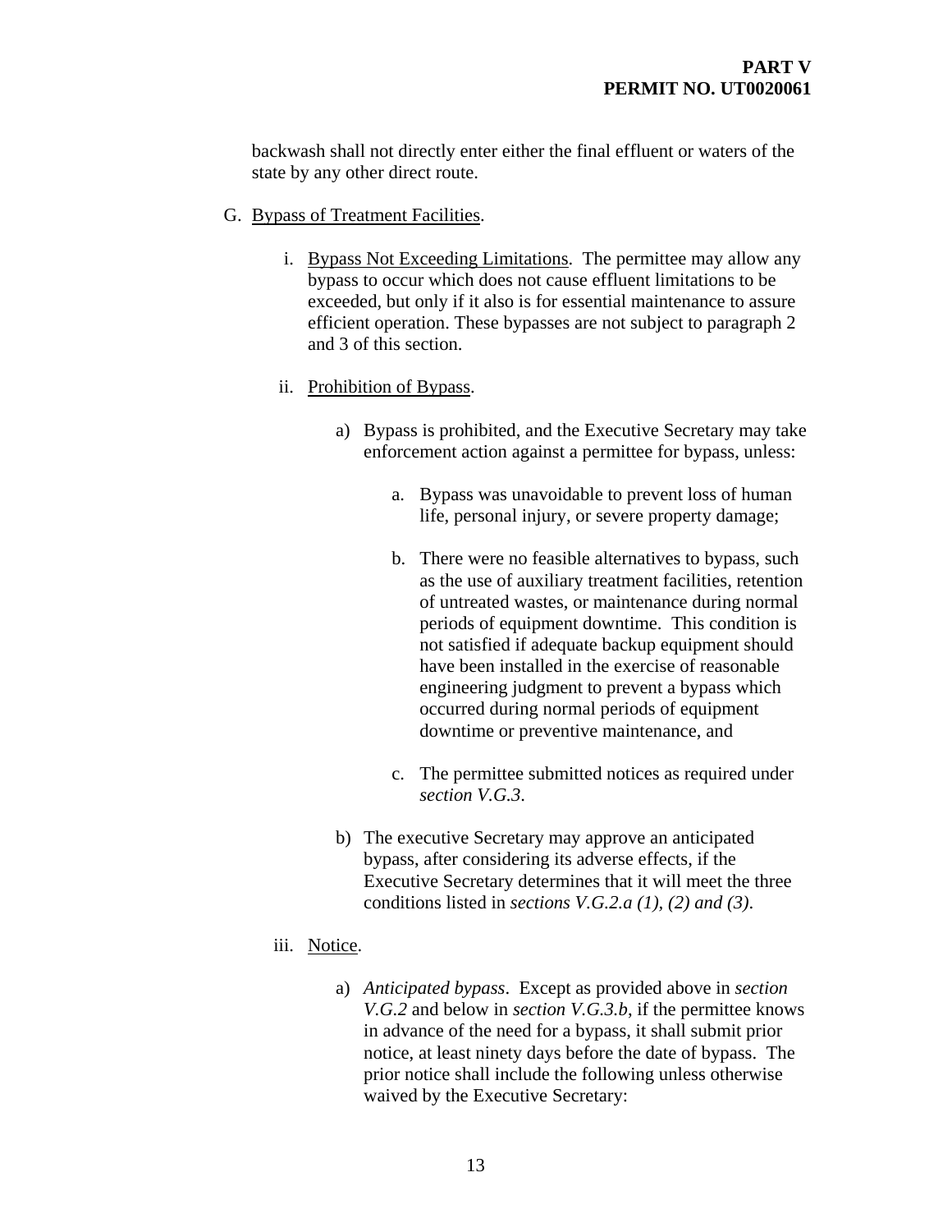backwash shall not directly enter either the final effluent or waters of the state by any other direct route.

G. Bypass of Treatment Facilities.

   i. Bypass Not Exceeding Limitations. The permittee may allow any bypass to occur which does not cause effluent limitations to be exceeded, but only if it also is for essential maintenance to assure efficient operation. These bypasses are not subject to paragraph 2 and 3 of this section.

   ii. Prohibition of Bypass.

      a) Bypass is prohibited, and the Executive Secretary may take enforcement action against a permittee for bypass, unless:

         a. Bypass was unavoidable to prevent loss of human life, personal injury, or severe property damage;

         b. There were no feasible alternatives to bypass, such as the use of auxiliary treatment facilities, retention of untreated wastes, or maintenance during normal periods of equipment downtime. This condition is not satisfied if adequate backup equipment should have been installed in the exercise of reasonable engineering judgment to prevent a bypass which occurred during normal periods of equipment downtime or preventive maintenance, and

         c. The permittee submitted notices as required under *section V.G.3*.

      b) The executive Secretary may approve an anticipated bypass, after considering its adverse effects, if the Executive Secretary determines that it will meet the three conditions listed in *sections V.G.2.a (1), (2) and (3)*.

   iii. Notice.

      a) *Anticipated bypass*. Except as provided above in *section V.G.2* and below in *section V.G.3.b*, if the permittee knows in advance of the need for a bypass, it shall submit prior notice, at least ninety days before the date of bypass. The prior notice shall include the following unless otherwise waived by the Executive Secretary: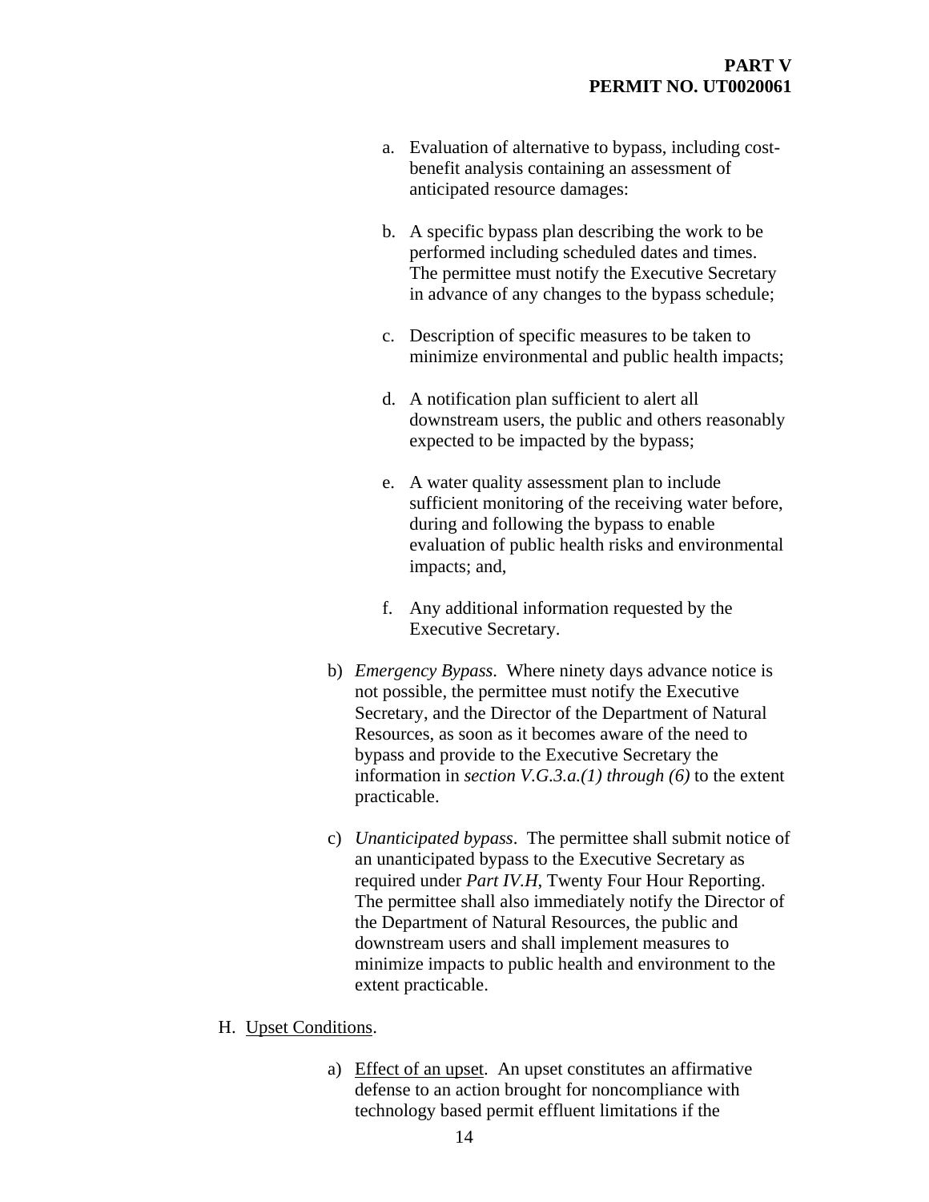a. Evaluation of alternative to bypass, including cost-benefit analysis containing an assessment of anticipated resource damages:

b. A specific bypass plan describing the work to be performed including scheduled dates and times. The permittee must notify the Executive Secretary in advance of any changes to the bypass schedule;

c. Description of specific measures to be taken to minimize environmental and public health impacts;

d. A notification plan sufficient to alert all downstream users, the public and others reasonably expected to be impacted by the bypass;

e. A water quality assessment plan to include sufficient monitoring of the receiving water before, during and following the bypass to enable evaluation of public health risks and environmental impacts; and,

f. Any additional information requested by the Executive Secretary.

b) *Emergency Bypass*. Where ninety days advance notice is not possible, the permittee must notify the Executive Secretary, and the Director of the Department of Natural Resources, as soon as it becomes aware of the need to bypass and provide to the Executive Secretary the information in *section V.G.3.a.(1) through (6)* to the extent practicable.

c) *Unanticipated bypass*. The permittee shall submit notice of an unanticipated bypass to the Executive Secretary as required under *Part IV.H*, Twenty Four Hour Reporting. The permittee shall also immediately notify the Director of the Department of Natural Resources, the public and downstream users and shall implement measures to minimize impacts to public health and environment to the extent practicable.

H. Upset Conditions.

a) Effect of an upset. An upset constitutes an affirmative defense to an action brought for noncompliance with technology based permit effluent limitations if the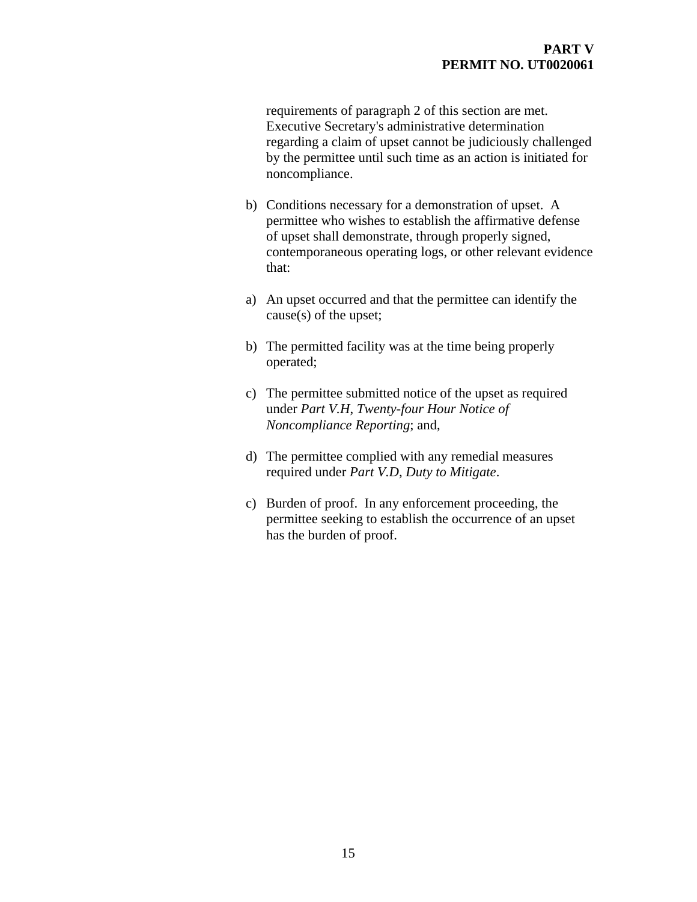requirements of paragraph 2 of this section are met. Executive Secretary's administrative determination regarding a claim of upset cannot be judiciously challenged by the permittee until such time as an action is initiated for noncompliance.

b) Conditions necessary for a demonstration of upset. A permittee who wishes to establish the affirmative defense of upset shall demonstrate, through properly signed, contemporaneous operating logs, or other relevant evidence that:

a) An upset occurred and that the permittee can identify the cause(s) of the upset;

b) The permitted facility was at the time being properly operated;

c) The permittee submitted notice of the upset as required under *Part V.H*, *Twenty-four Hour Notice of Noncompliance Reporting*; and,

d) The permittee complied with any remedial measures required under *Part V.D*, *Duty to Mitigate*.

c) Burden of proof. In any enforcement proceeding, the permittee seeking to establish the occurrence of an upset has the burden of proof.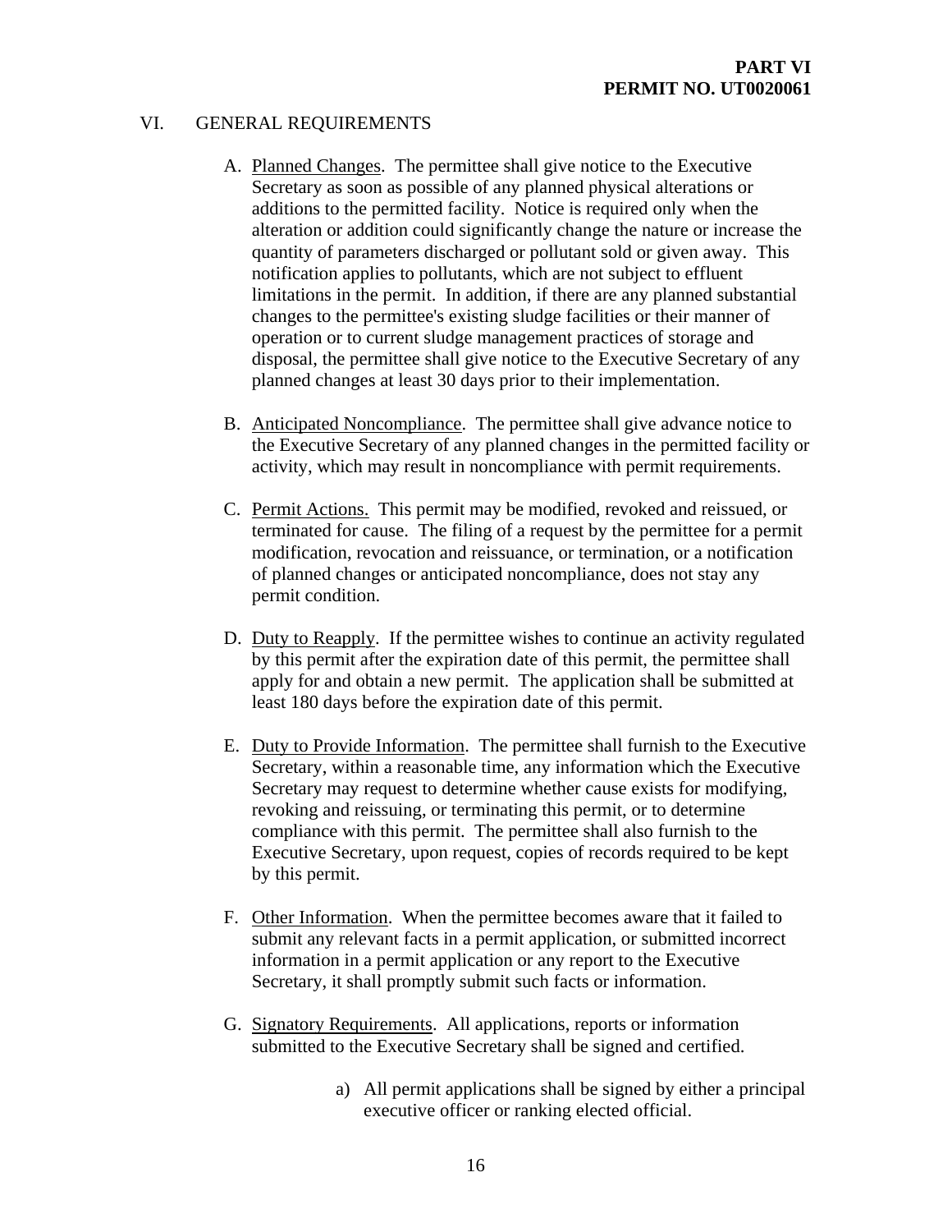**PART VI**
**PERMIT NO. UT0020061**

## VI. GENERAL REQUIREMENTS

A. Planned Changes. The permittee shall give notice to the Executive Secretary as soon as possible of any planned physical alterations or additions to the permitted facility. Notice is required only when the alteration or addition could significantly change the nature or increase the quantity of parameters discharged or pollutant sold or given away. This notification applies to pollutants, which are not subject to effluent limitations in the permit. In addition, if there are any planned substantial changes to the permittee's existing sludge facilities or their manner of operation or to current sludge management practices of storage and disposal, the permittee shall give notice to the Executive Secretary of any planned changes at least 30 days prior to their implementation.

B. Anticipated Noncompliance. The permittee shall give advance notice to the Executive Secretary of any planned changes in the permitted facility or activity, which may result in noncompliance with permit requirements.

C. Permit Actions. This permit may be modified, revoked and reissued, or terminated for cause. The filing of a request by the permittee for a permit modification, revocation and reissuance, or termination, or a notification of planned changes or anticipated noncompliance, does not stay any permit condition.

D. Duty to Reapply. If the permittee wishes to continue an activity regulated by this permit after the expiration date of this permit, the permittee shall apply for and obtain a new permit. The application shall be submitted at least 180 days before the expiration date of this permit.

E. Duty to Provide Information. The permittee shall furnish to the Executive Secretary, within a reasonable time, any information which the Executive Secretary may request to determine whether cause exists for modifying, revoking and reissuing, or terminating this permit, or to determine compliance with this permit. The permittee shall also furnish to the Executive Secretary, upon request, copies of records required to be kept by this permit.

F. Other Information. When the permittee becomes aware that it failed to submit any relevant facts in a permit application, or submitted incorrect information in a permit application or any report to the Executive Secretary, it shall promptly submit such facts or information.

G. Signatory Requirements. All applications, reports or information submitted to the Executive Secretary shall be signed and certified.

   a) All permit applications shall be signed by either a principal executive officer or ranking elected official.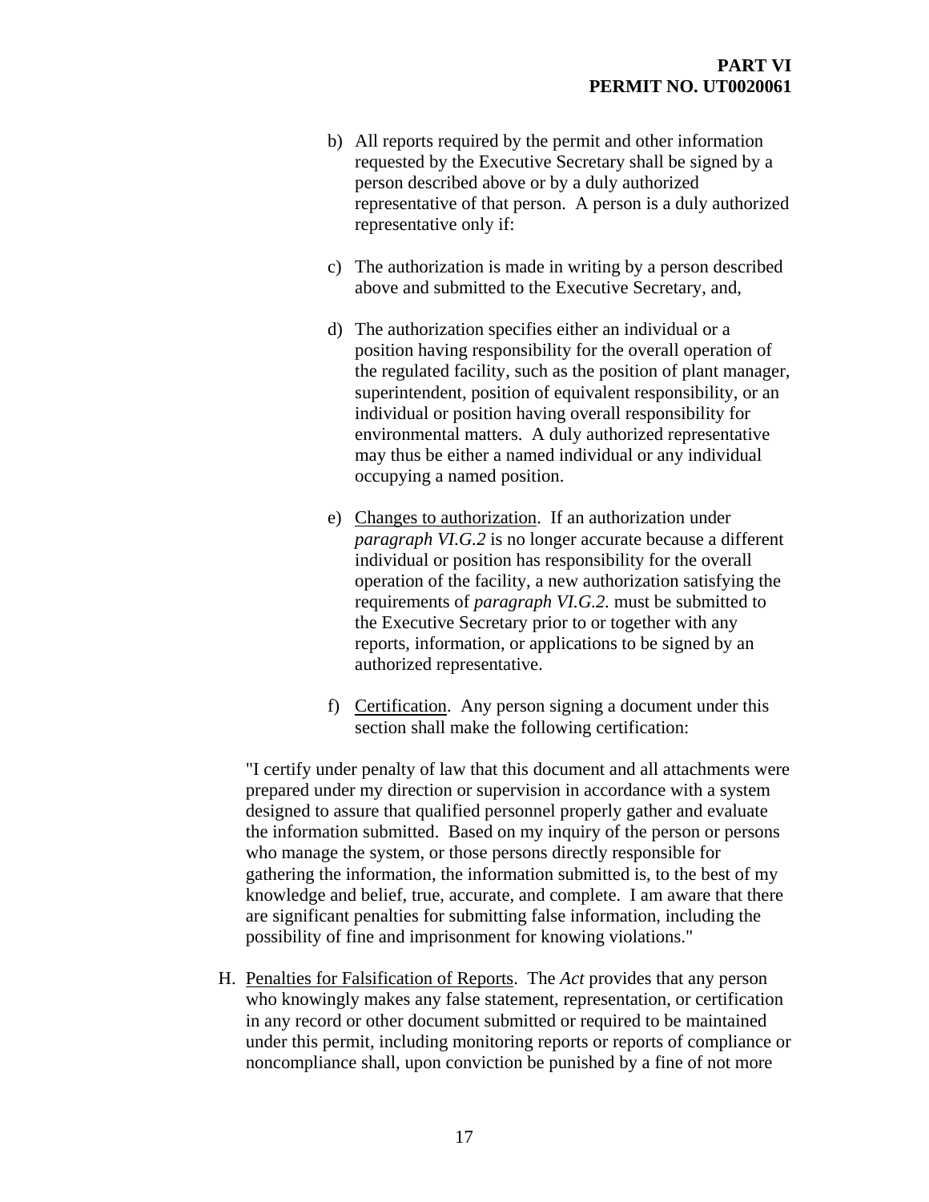b) All reports required by the permit and other information requested by the Executive Secretary shall be signed by a person described above or by a duly authorized representative of that person. A person is a duly authorized representative only if:

c) The authorization is made in writing by a person described above and submitted to the Executive Secretary, and,

d) The authorization specifies either an individual or a position having responsibility for the overall operation of the regulated facility, such as the position of plant manager, superintendent, position of equivalent responsibility, or an individual or position having overall responsibility for environmental matters. A duly authorized representative may thus be either a named individual or any individual occupying a named position.

e) Changes to authorization. If an authorization under *paragraph VI.G.2* is no longer accurate because a different individual or position has responsibility for the overall operation of the facility, a new authorization satisfying the requirements of *paragraph VI.G.2.* must be submitted to the Executive Secretary prior to or together with any reports, information, or applications to be signed by an authorized representative.

f) Certification. Any person signing a document under this section shall make the following certification:

"I certify under penalty of law that this document and all attachments were prepared under my direction or supervision in accordance with a system designed to assure that qualified personnel properly gather and evaluate the information submitted. Based on my inquiry of the person or persons who manage the system, or those persons directly responsible for gathering the information, the information submitted is, to the best of my knowledge and belief, true, accurate, and complete. I am aware that there are significant penalties for submitting false information, including the possibility of fine and imprisonment for knowing violations."

H. Penalties for Falsification of Reports. The *Act* provides that any person who knowingly makes any false statement, representation, or certification in any record or other document submitted or required to be maintained under this permit, including monitoring reports or reports of compliance or noncompliance shall, upon conviction be punished by a fine of not more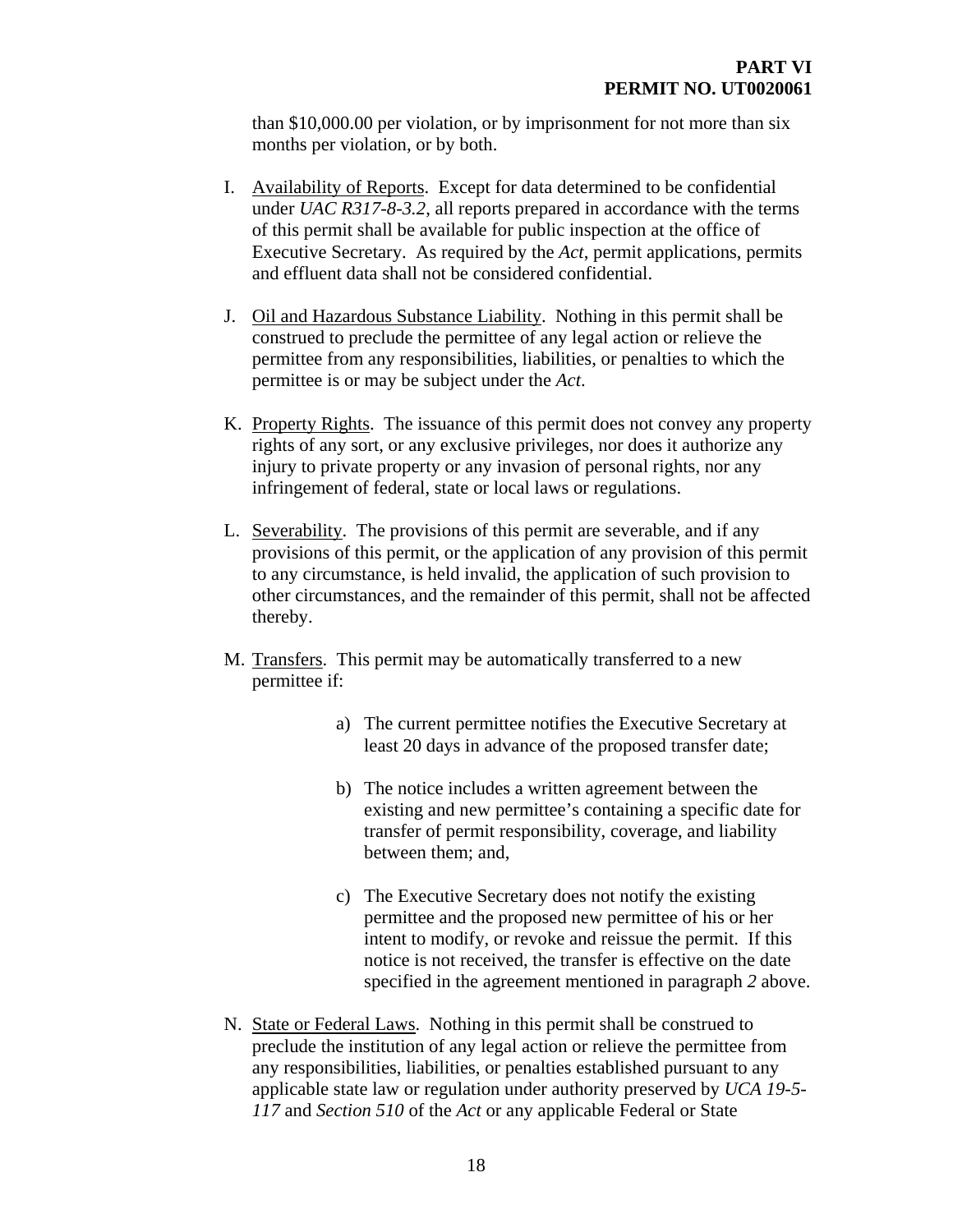than $10,000.00 per violation, or by imprisonment for not more than six months per violation, or by both.

I. Availability of Reports. Except for data determined to be confidential under *UAC R317-8-3.2*, all reports prepared in accordance with the terms of this permit shall be available for public inspection at the office of Executive Secretary. As required by the *Act*, permit applications, permits and effluent data shall not be considered confidential.

J. Oil and Hazardous Substance Liability. Nothing in this permit shall be construed to preclude the permittee of any legal action or relieve the permittee from any responsibilities, liabilities, or penalties to which the permittee is or may be subject under the *Act*.

K. Property Rights. The issuance of this permit does not convey any property rights of any sort, or any exclusive privileges, nor does it authorize any injury to private property or any invasion of personal rights, nor any infringement of federal, state or local laws or regulations.

L. Severability. The provisions of this permit are severable, and if any provisions of this permit, or the application of any provision of this permit to any circumstance, is held invalid, the application of such provision to other circumstances, and the remainder of this permit, shall not be affected thereby.

M. Transfers. This permit may be automatically transferred to a new permittee if:

   a) The current permittee notifies the Executive Secretary at least 20 days in advance of the proposed transfer date;

   b) The notice includes a written agreement between the existing and new permittee's containing a specific date for transfer of permit responsibility, coverage, and liability between them; and,

   c) The Executive Secretary does not notify the existing permittee and the proposed new permittee of his or her intent to modify, or revoke and reissue the permit. If this notice is not received, the transfer is effective on the date specified in the agreement mentioned in paragraph *2* above.

N. State or Federal Laws. Nothing in this permit shall be construed to preclude the institution of any legal action or relieve the permittee from any responsibilities, liabilities, or penalties established pursuant to any applicable state law or regulation under authority preserved by *UCA 19-5-117* and *Section 510* of the *Act* or any applicable Federal or State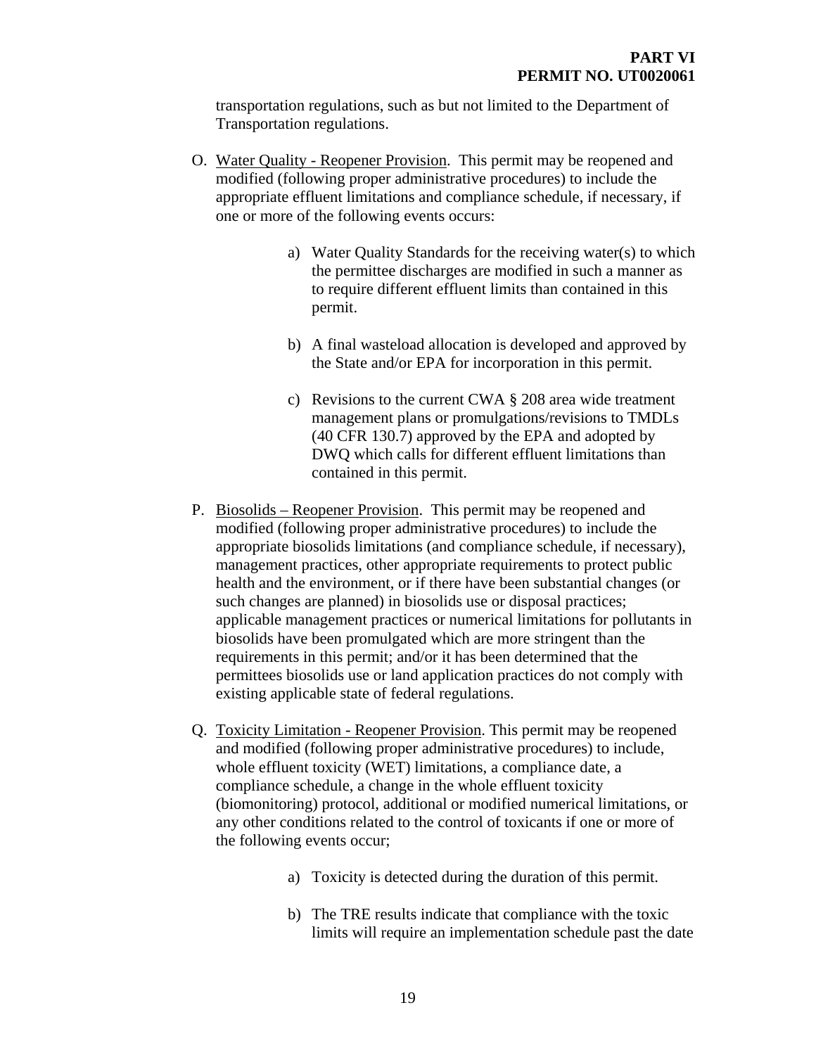transportation regulations, such as but not limited to the Department of Transportation regulations.

O. Water Quality - Reopener Provision. This permit may be reopened and modified (following proper administrative procedures) to include the appropriate effluent limitations and compliance schedule, if necessary, if one or more of the following events occurs:

   a) Water Quality Standards for the receiving water(s) to which the permittee discharges are modified in such a manner as to require different effluent limits than contained in this permit.

   b) A final wasteload allocation is developed and approved by the State and/or EPA for incorporation in this permit.

   c) Revisions to the current CWA § 208 area wide treatment management plans or promulgations/revisions to TMDLs (40 CFR 130.7) approved by the EPA and adopted by DWQ which calls for different effluent limitations than contained in this permit.

P. Biosolids – Reopener Provision. This permit may be reopened and modified (following proper administrative procedures) to include the appropriate biosolids limitations (and compliance schedule, if necessary), management practices, other appropriate requirements to protect public health and the environment, or if there have been substantial changes (or such changes are planned) in biosolids use or disposal practices; applicable management practices or numerical limitations for pollutants in biosolids have been promulgated which are more stringent than the requirements in this permit; and/or it has been determined that the permittees biosolids use or land application practices do not comply with existing applicable state of federal regulations.

Q. Toxicity Limitation - Reopener Provision. This permit may be reopened and modified (following proper administrative procedures) to include, whole effluent toxicity (WET) limitations, a compliance date, a compliance schedule, a change in the whole effluent toxicity (biomonitoring) protocol, additional or modified numerical limitations, or any other conditions related to the control of toxicants if one or more of the following events occur;

   a) Toxicity is detected during the duration of this permit.

   b) The TRE results indicate that compliance with the toxic limits will require an implementation schedule past the date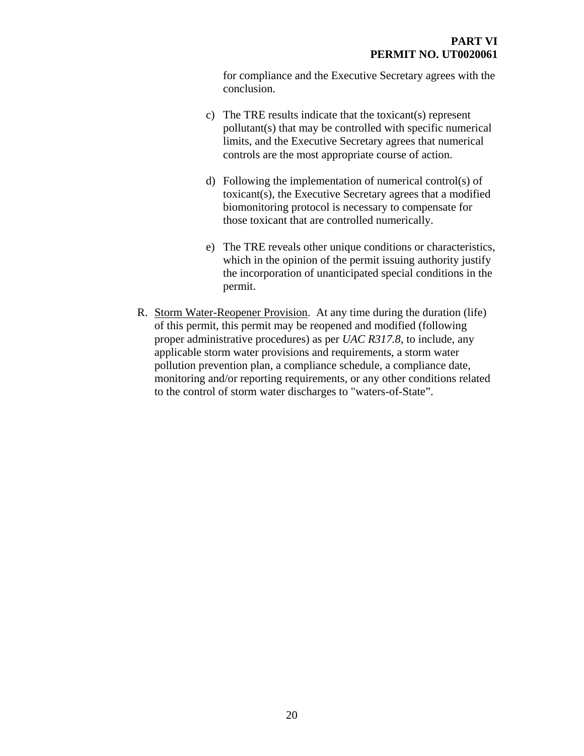for compliance and the Executive Secretary agrees with the conclusion.

c) The TRE results indicate that the toxicant(s) represent pollutant(s) that may be controlled with specific numerical limits, and the Executive Secretary agrees that numerical controls are the most appropriate course of action.

d) Following the implementation of numerical control(s) of toxicant(s), the Executive Secretary agrees that a modified biomonitoring protocol is necessary to compensate for those toxicant that are controlled numerically.

e) The TRE reveals other unique conditions or characteristics, which in the opinion of the permit issuing authority justify the incorporation of unanticipated special conditions in the permit.

R. Storm Water-Reopener Provision. At any time during the duration (life) of this permit, this permit may be reopened and modified (following proper administrative procedures) as per *UAC R317.8*, to include, any applicable storm water provisions and requirements, a storm water pollution prevention plan, a compliance schedule, a compliance date, monitoring and/or reporting requirements, or any other conditions related to the control of storm water discharges to "waters-of-State".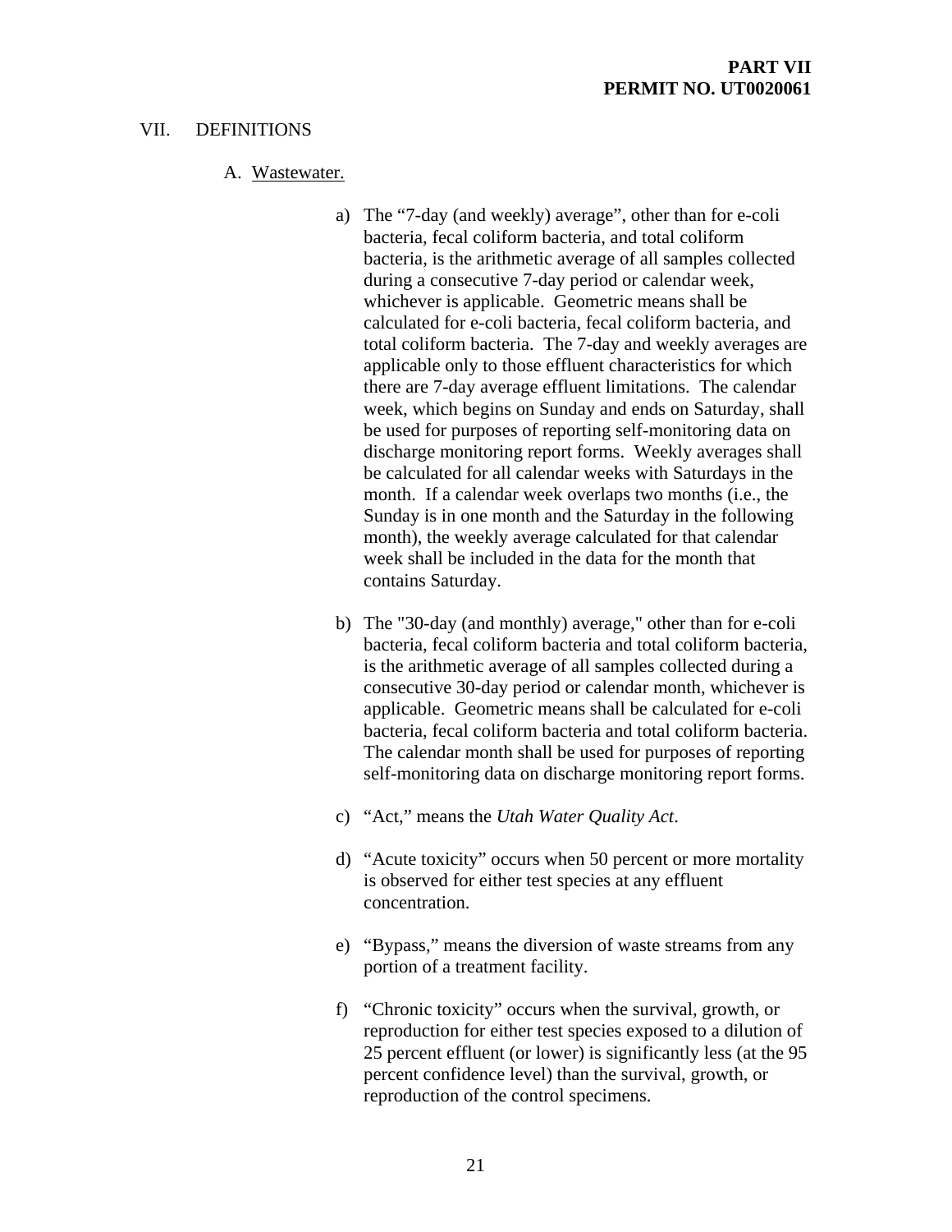# VII. DEFINITIONS

## A. Wastewater.

a) The "7-day (and weekly) average", other than for e-coli bacteria, fecal coliform bacteria, and total coliform bacteria, is the arithmetic average of all samples collected during a consecutive 7-day period or calendar week, whichever is applicable. Geometric means shall be calculated for e-coli bacteria, fecal coliform bacteria, and total coliform bacteria. The 7-day and weekly averages are applicable only to those effluent characteristics for which there are 7-day average effluent limitations. The calendar week, which begins on Sunday and ends on Saturday, shall be used for purposes of reporting self-monitoring data on discharge monitoring report forms. Weekly averages shall be calculated for all calendar weeks with Saturdays in the month. If a calendar week overlaps two months (i.e., the Sunday is in one month and the Saturday in the following month), the weekly average calculated for that calendar week shall be included in the data for the month that contains Saturday.

b) The "30-day (and monthly) average," other than for e-coli bacteria, fecal coliform bacteria and total coliform bacteria, is the arithmetic average of all samples collected during a consecutive 30-day period or calendar month, whichever is applicable. Geometric means shall be calculated for e-coli bacteria, fecal coliform bacteria and total coliform bacteria. The calendar month shall be used for purposes of reporting self-monitoring data on discharge monitoring report forms.

c) "Act," means the *Utah Water Quality Act*.

d) "Acute toxicity" occurs when 50 percent or more mortality is observed for either test species at any effluent concentration.

e) "Bypass," means the diversion of waste streams from any portion of a treatment facility.

f) "Chronic toxicity" occurs when the survival, growth, or reproduction for either test species exposed to a dilution of 25 percent effluent (or lower) is significantly less (at the 95 percent confidence level) than the survival, growth, or reproduction of the control specimens.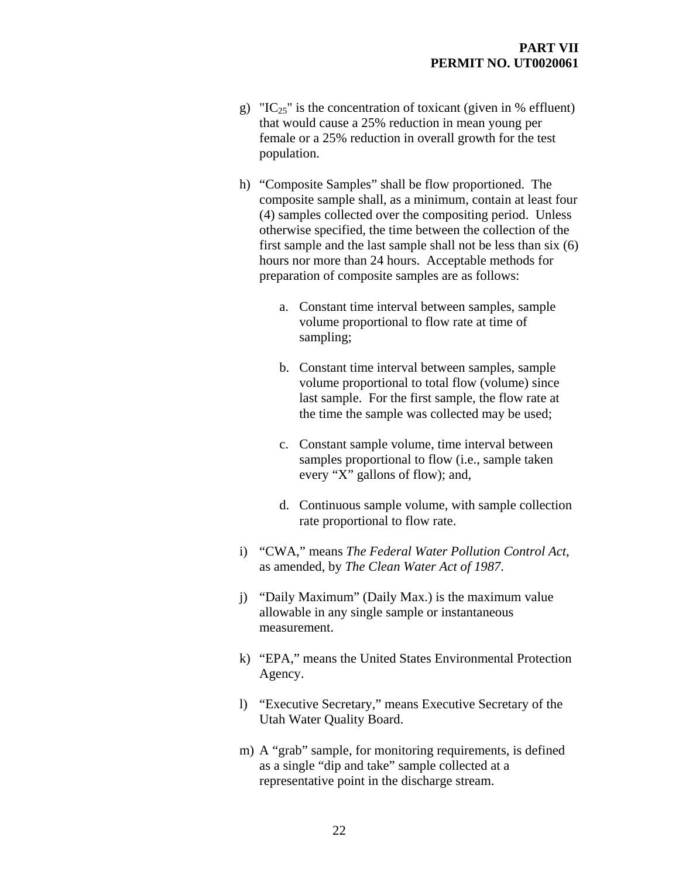g) "$IC_{25}$" is the concentration of toxicant (given in % effluent) that would cause a 25% reduction in mean young per female or a 25% reduction in overall growth for the test population.

h) "Composite Samples" shall be flow proportioned. The composite sample shall, as a minimum, contain at least four (4) samples collected over the compositing period. Unless otherwise specified, the time between the collection of the first sample and the last sample shall not be less than six (6) hours nor more than 24 hours. Acceptable methods for preparation of composite samples are as follows:

   a. Constant time interval between samples, sample volume proportional to flow rate at time of sampling;

   b. Constant time interval between samples, sample volume proportional to total flow (volume) since last sample. For the first sample, the flow rate at the time the sample was collected may be used;

   c. Constant sample volume, time interval between samples proportional to flow (i.e., sample taken every "X" gallons of flow); and,

   d. Continuous sample volume, with sample collection rate proportional to flow rate.

i) "CWA," means *The Federal Water Pollution Control Act*, as amended, by *The Clean Water Act of 1987*.

j) "Daily Maximum" (Daily Max.) is the maximum value allowable in any single sample or instantaneous measurement.

k) "EPA," means the United States Environmental Protection Agency.

l) "Executive Secretary," means Executive Secretary of the Utah Water Quality Board.

m) A "grab" sample, for monitoring requirements, is defined as a single "dip and take" sample collected at a representative point in the discharge stream.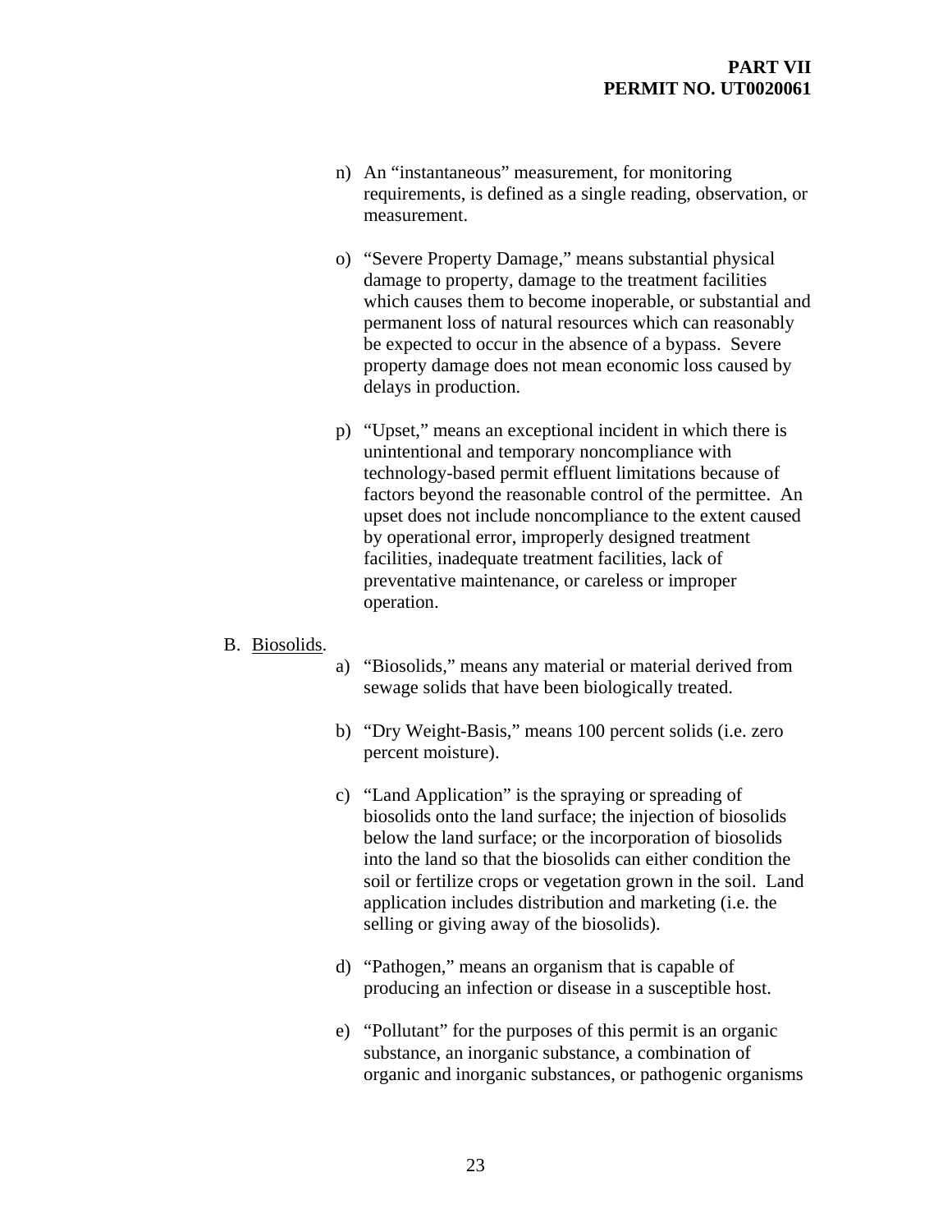n) An "instantaneous" measurement, for monitoring requirements, is defined as a single reading, observation, or measurement.

o) "Severe Property Damage," means substantial physical damage to property, damage to the treatment facilities which causes them to become inoperable, or substantial and permanent loss of natural resources which can reasonably be expected to occur in the absence of a bypass. Severe property damage does not mean economic loss caused by delays in production.

p) "Upset," means an exceptional incident in which there is unintentional and temporary noncompliance with technology-based permit effluent limitations because of factors beyond the reasonable control of the permittee. An upset does not include noncompliance to the extent caused by operational error, improperly designed treatment facilities, inadequate treatment facilities, lack of preventative maintenance, or careless or improper operation.

B. <u>Biosolids</u>.

a) "Biosolids," means any material or material derived from sewage solids that have been biologically treated.

b) "Dry Weight-Basis," means 100 percent solids (i.e. zero percent moisture).

c) "Land Application" is the spraying or spreading of biosolids onto the land surface; the injection of biosolids below the land surface; or the incorporation of biosolids into the land so that the biosolids can either condition the soil or fertilize crops or vegetation grown in the soil. Land application includes distribution and marketing (i.e. the selling or giving away of the biosolids).

d) "Pathogen," means an organism that is capable of producing an infection or disease in a susceptible host.

e) "Pollutant" for the purposes of this permit is an organic substance, an inorganic substance, a combination of organic and inorganic substances, or pathogenic organisms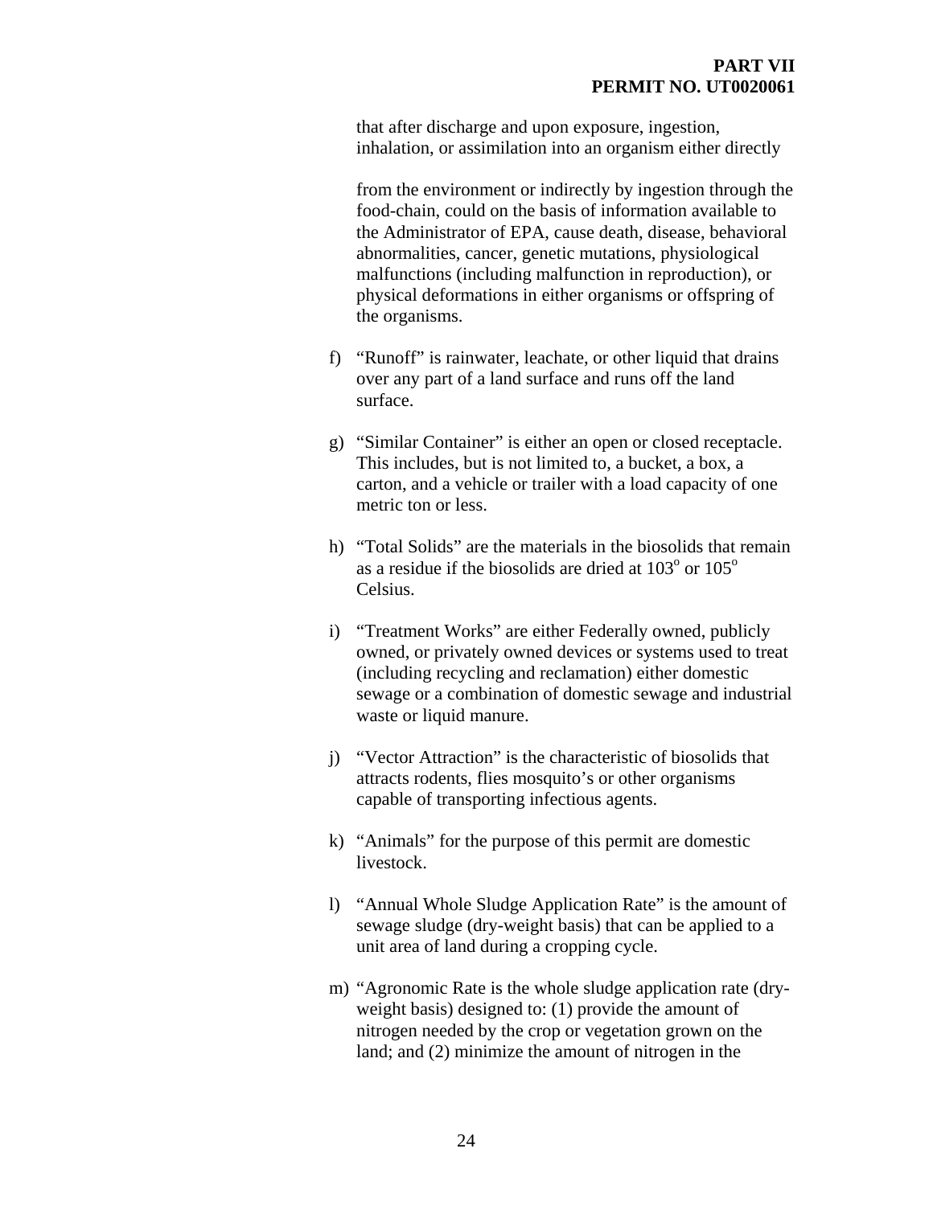that after discharge and upon exposure, ingestion, inhalation, or assimilation into an organism either directly

from the environment or indirectly by ingestion through the food-chain, could on the basis of information available to the Administrator of EPA, cause death, disease, behavioral abnormalities, cancer, genetic mutations, physiological malfunctions (including malfunction in reproduction), or physical deformations in either organisms or offspring of the organisms.

f) "Runoff" is rainwater, leachate, or other liquid that drains over any part of a land surface and runs off the land surface.

g) "Similar Container" is either an open or closed receptacle. This includes, but is not limited to, a bucket, a box, a carton, and a vehicle or trailer with a load capacity of one metric ton or less.

h) "Total Solids" are the materials in the biosolids that remain as a residue if the biosolids are dried at $103^{o}$ or $105^{o}$ Celsius.

i) "Treatment Works" are either Federally owned, publicly owned, or privately owned devices or systems used to treat (including recycling and reclamation) either domestic sewage or a combination of domestic sewage and industrial waste or liquid manure.

j) "Vector Attraction" is the characteristic of biosolids that attracts rodents, flies mosquito's or other organisms capable of transporting infectious agents.

k) "Animals" for the purpose of this permit are domestic livestock.

l) "Annual Whole Sludge Application Rate" is the amount of sewage sludge (dry-weight basis) that can be applied to a unit area of land during a cropping cycle.

m) "Agronomic Rate is the whole sludge application rate (dry-weight basis) designed to: (1) provide the amount of nitrogen needed by the crop or vegetation grown on the land; and (2) minimize the amount of nitrogen in the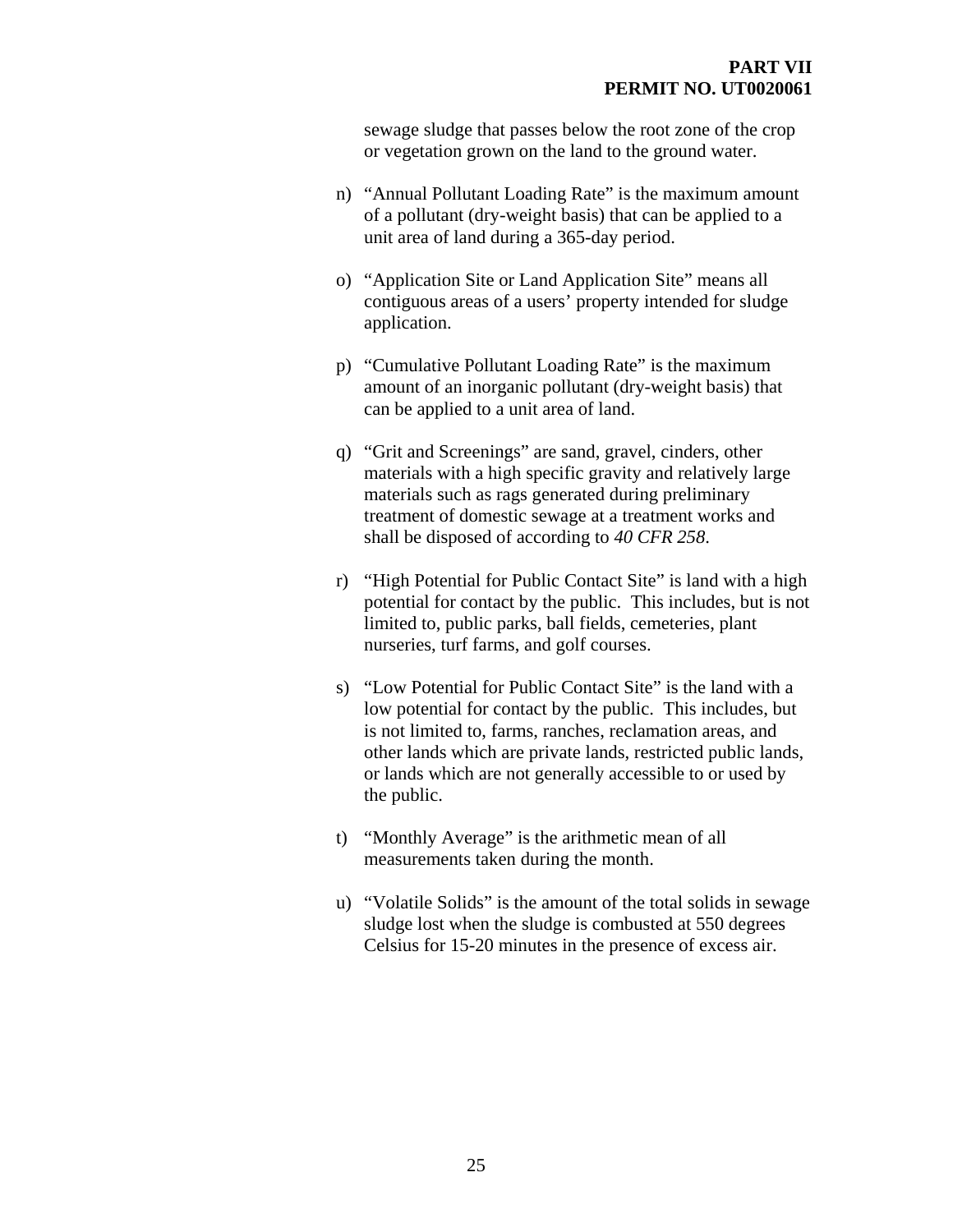sewage sludge that passes below the root zone of the crop or vegetation grown on the land to the ground water.

n) “Annual Pollutant Loading Rate” is the maximum amount of a pollutant (dry-weight basis) that can be applied to a unit area of land during a 365-day period.

o) “Application Site or Land Application Site” means all contiguous areas of a users’ property intended for sludge application.

p) “Cumulative Pollutant Loading Rate” is the maximum amount of an inorganic pollutant (dry-weight basis) that can be applied to a unit area of land.

q) “Grit and Screenings” are sand, gravel, cinders, other materials with a high specific gravity and relatively large materials such as rags generated during preliminary treatment of domestic sewage at a treatment works and shall be disposed of according to *40 CFR 258*.

r) “High Potential for Public Contact Site” is land with a high potential for contact by the public. This includes, but is not limited to, public parks, ball fields, cemeteries, plant nurseries, turf farms, and golf courses.

s) “Low Potential for Public Contact Site” is the land with a low potential for contact by the public. This includes, but is not limited to, farms, ranches, reclamation areas, and other lands which are private lands, restricted public lands, or lands which are not generally accessible to or used by the public.

t) “Monthly Average” is the arithmetic mean of all measurements taken during the month.

u) “Volatile Solids” is the amount of the total solids in sewage sludge lost when the sludge is combusted at 550 degrees Celsius for 15-20 minutes in the presence of excess air.